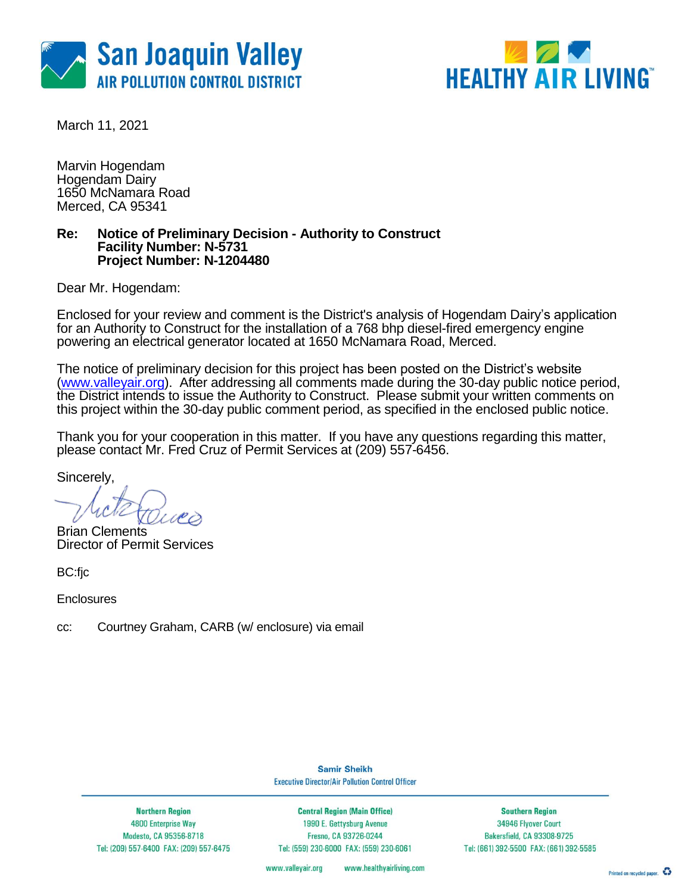San Joaquin Valley
AIR POLLUTION CONTROL DISTRICT

HEALTHY AIR LIVING™

March 11, 2021

Marvin Hogendam
Hogendam Dairy
1650 McNamara Road
Merced, CA 95341

**Re: Notice of Preliminary Decision - Authority to Construct**
**Facility Number: N-5731**
**Project Number: N-1204480**

Dear Mr. Hogendam:

Enclosed for your review and comment is the District's analysis of Hogendam Dairy's application for an Authority to Construct for the installation of a 768 bhp diesel-fired emergency engine powering an electrical generator located at 1650 McNamara Road, Merced.

The notice of preliminary decision for this project has been posted on the District's website (www.valleyair.org). After addressing all comments made during the 30-day public notice period, the District intends to issue the Authority to Construct. Please submit your written comments on this project within the 30-day public comment period, as specified in the enclosed public notice.

Thank you for your cooperation in this matter. If you have any questions regarding this matter, please contact Mr. Fred Cruz of Permit Services at (209) 557-6456.

Sincerely,

Brian Clements
Director of Permit Services

BC:fjc

Enclosures

cc: Courtney Graham, CARB (w/ enclosure) via email

Samir Sheikh
Executive Director/Air Pollution Control Officer

| Northern Region | Central Region (Main Office) | Southern Region |
|---|---|---|
| 4800 Enterprise Way | 1990 E. Gettysburg Avenue | 34946 Flyover Court |
| Modesto, CA 95356-8718 | Fresno, CA 93726-0244 | Bakersfield, CA 93308-9725 |
| Tel: (209) 557-6400 FAX: (209) 557-6475 | Tel: (559) 230-6000 FAX: (559) 230-6061 | Tel: (661) 392-5500 FAX: (661) 392-5585 |

www.valleyair.org www.healthyairliving.com

Printed on recycled paper.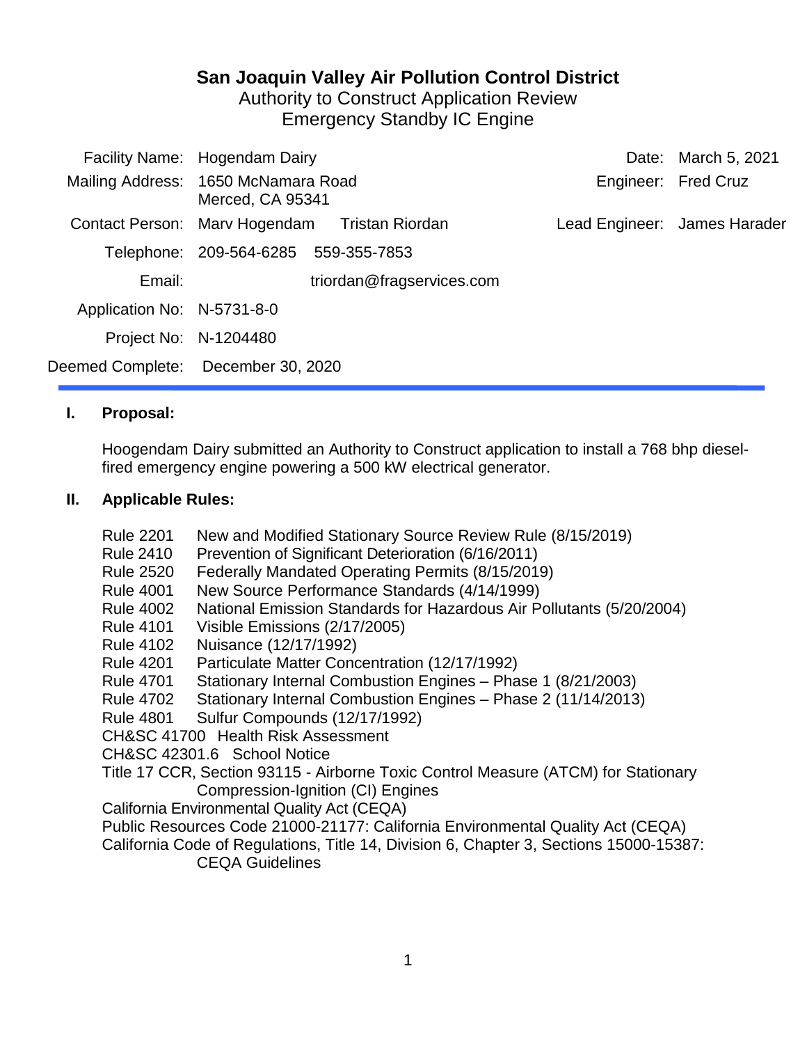# San Joaquin Valley Air Pollution Control District

Authority to Construct Application Review
Emergency Standby IC Engine

| | | | |
|---|---|---|---|
| Facility Name: | Hogendam Dairy | Date: | March 5, 2021 |
| Mailing Address: | 1650 McNamara Road<br>Merced, CA 95341 | Engineer: | Fred Cruz |
| Contact Person: | Marv Hogendam    Tristan Riordan | Lead Engineer: | James Harader |
| Telephone: | 209-564-6285    559-355-7853 | | |
| Email: | triordan@fragservices.com | | |
| Application No: | N-5731-8-0 | | |
| Project No: | N-1204480 | | |
| Deemed Complete: | December 30, 2020 | | |

## I. Proposal:

Hoogendam Dairy submitted an Authority to Construct application to install a 768 bhp diesel-fired emergency engine powering a 500 kW electrical generator.

## II. Applicable Rules:

Rule 2201 New and Modified Stationary Source Review Rule (8/15/2019)
Rule 2410 Prevention of Significant Deterioration (6/16/2011)
Rule 2520 Federally Mandated Operating Permits (8/15/2019)
Rule 4001 New Source Performance Standards (4/14/1999)
Rule 4002 National Emission Standards for Hazardous Air Pollutants (5/20/2004)
Rule 4101 Visible Emissions (2/17/2005)
Rule 4102 Nuisance (12/17/1992)
Rule 4201 Particulate Matter Concentration (12/17/1992)
Rule 4701 Stationary Internal Combustion Engines – Phase 1 (8/21/2003)
Rule 4702 Stationary Internal Combustion Engines – Phase 2 (11/14/2013)
Rule 4801 Sulfur Compounds (12/17/1992)
CH&SC 41700 Health Risk Assessment
CH&SC 42301.6 School Notice
Title 17 CCR, Section 93115 - Airborne Toxic Control Measure (ATCM) for Stationary Compression-Ignition (CI) Engines
California Environmental Quality Act (CEQA)
Public Resources Code 21000-21177: California Environmental Quality Act (CEQA)
California Code of Regulations, Title 14, Division 6, Chapter 3, Sections 15000-15387: CEQA Guidelines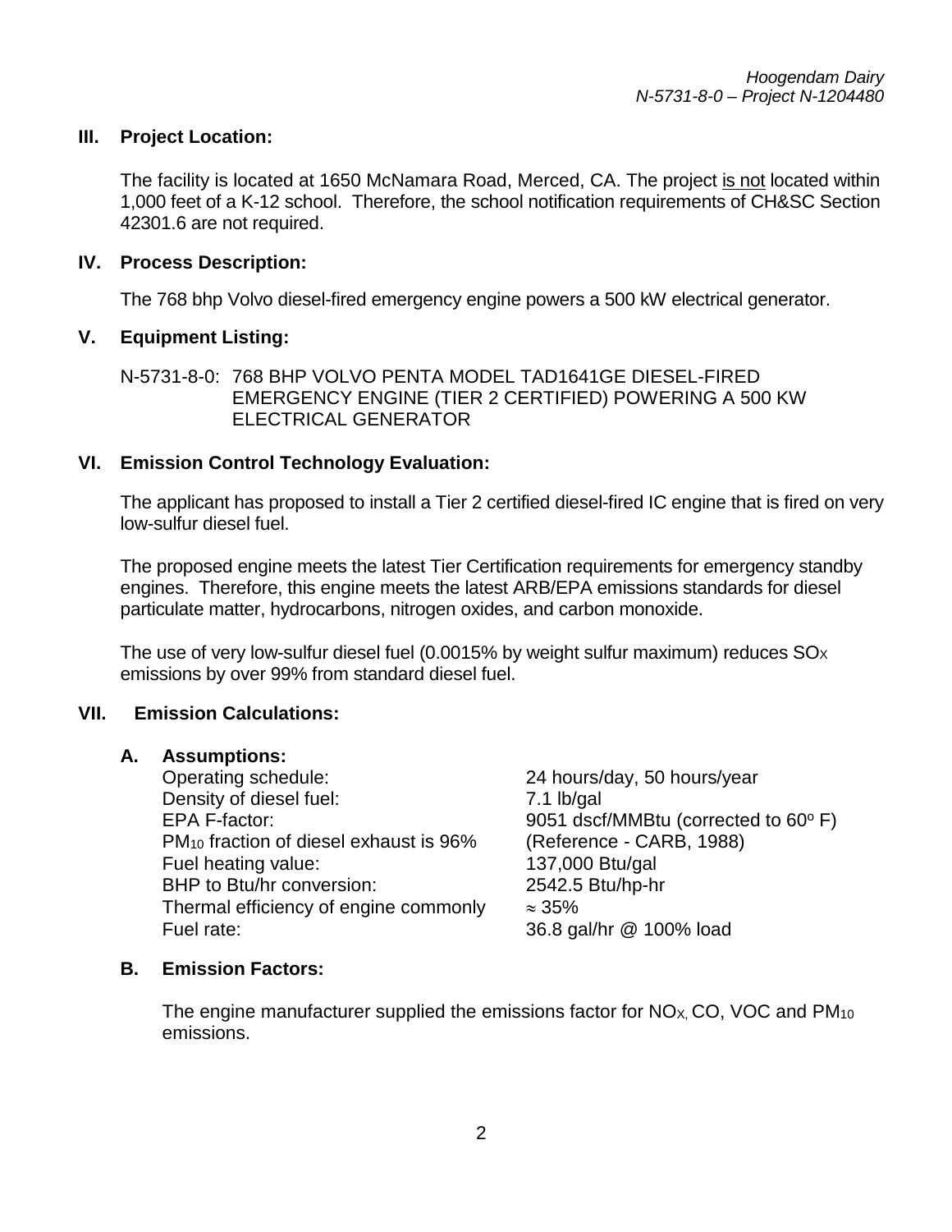## III. Project Location:

The facility is located at 1650 McNamara Road, Merced, CA. The project is not located within 1,000 feet of a K-12 school. Therefore, the school notification requirements of CH&SC Section 42301.6 are not required.

## IV. Process Description:

The 768 bhp Volvo diesel-fired emergency engine powers a 500 kW electrical generator.

## V. Equipment Listing:

N-5731-8-0: 768 BHP VOLVO PENTA MODEL TAD1641GE DIESEL-FIRED EMERGENCY ENGINE (TIER 2 CERTIFIED) POWERING A 500 KW ELECTRICAL GENERATOR

## VI. Emission Control Technology Evaluation:

The applicant has proposed to install a Tier 2 certified diesel-fired IC engine that is fired on very low-sulfur diesel fuel.

The proposed engine meets the latest Tier Certification requirements for emergency standby engines. Therefore, this engine meets the latest ARB/EPA emissions standards for diesel particulate matter, hydrocarbons, nitrogen oxides, and carbon monoxide.

The use of very low-sulfur diesel fuel (0.0015% by weight sulfur maximum) reduces $SO_X$ emissions by over 99% from standard diesel fuel.

## VII. Emission Calculations:

### A. Assumptions:

| | |
|---|---|
| Operating schedule: | 24 hours/day, 50 hours/year |
| Density of diesel fuel: | 7.1 lb/gal |
| EPA F-factor: | 9051 dscf/MMBtu (corrected to $60^o$ F) |
| $PM_{10}$ fraction of diesel exhaust is 96% | (Reference - CARB, 1988) |
| Fuel heating value: | 137,000 Btu/gal |
| BHP to Btu/hr conversion: | 2542.5 Btu/hp-hr |
| Thermal efficiency of engine commonly | $\approx$ 35% |
| Fuel rate: | 36.8 gal/hr @ 100% load |

### B. Emission Factors:

The engine manufacturer supplied the emissions factor for $NO_X$, CO, VOC and $PM_{10}$ emissions.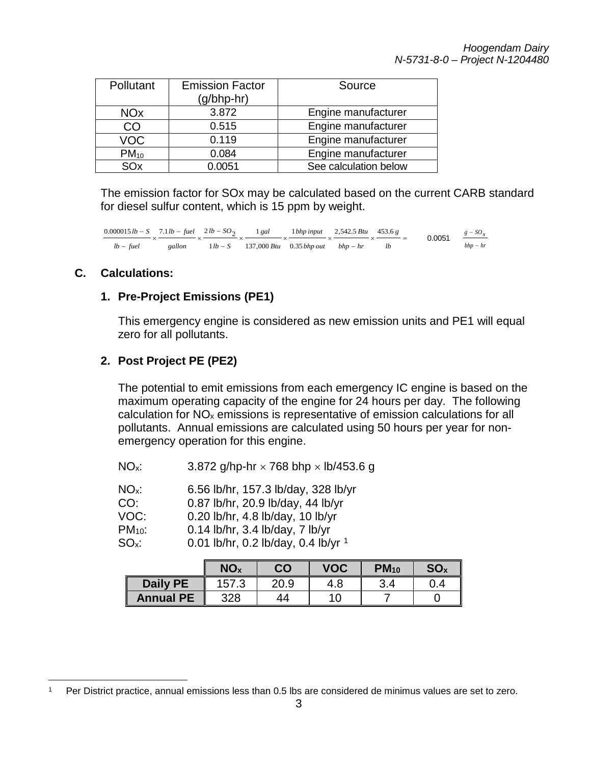| Pollutant | Emission Factor (g/bhp-hr) | Source |
|---|---|---|
| NOx | 3.872 | Engine manufacturer |
| CO | 0.515 | Engine manufacturer |
| VOC | 0.119 | Engine manufacturer |
| $PM_{10}$ | 0.084 | Engine manufacturer |
| SOx | 0.0051 | See calculation below |

The emission factor for SOx may be calculated based on the current CARB standard for diesel sulfur content, which is 15 ppm by weight.

$$\frac{0.000015\,lb-S}{lb-fuel} \times \frac{7.1\,lb-fuel}{gallon} \times \frac{2\,lb-SO_2}{1\,lb-S} \times \frac{1\,gal}{137{,}000\,Btu} \times \frac{1\,bhp\,input}{0.35\,bhp\,out} \times \frac{2{,}542.5\,Btu}{bhp-hr} \times \frac{453.6\,g}{lb} = 0.0051\ \frac{g-SO_x}{bhp-hr}$$

### C. Calculations:

#### 1. Pre-Project Emissions (PE1)

This emergency engine is considered as new emission units and PE1 will equal zero for all pollutants.

#### 2. Post Project PE (PE2)

The potential to emit emissions from each emergency IC engine is based on the maximum operating capacity of the engine for 24 hours per day. The following calculation for $NO_x$ emissions is representative of emission calculations for all pollutants. Annual emissions are calculated using 50 hours per year for non-emergency operation for this engine.

$NO_x$: 3.872 g/hp-hr $\times$ 768 bhp $\times$ lb/453.6 g

$NO_x$: 6.56 lb/hr, 157.3 lb/day, 328 lb/yr
CO: 0.87 lb/hr, 20.9 lb/day, 44 lb/yr
VOC: 0.20 lb/hr, 4.8 lb/day, 10 lb/yr
$PM_{10}$: 0.14 lb/hr, 3.4 lb/day, 7 lb/yr
$SO_x$: 0.01 lb/hr, 0.2 lb/day, 0.4 lb/yr [1]

| | $NO_x$ | CO | VOC | $PM_{10}$ | $SO_x$ |
|---|---|---|---|---|---|
| **Daily PE** | 157.3 | 20.9 | 4.8 | 3.4 | 0.4 |
| **Annual PE** | 328 | 44 | 10 | 7 | 0 |

[1] Per District practice, annual emissions less than 0.5 lbs are considered de minimus values are set to zero.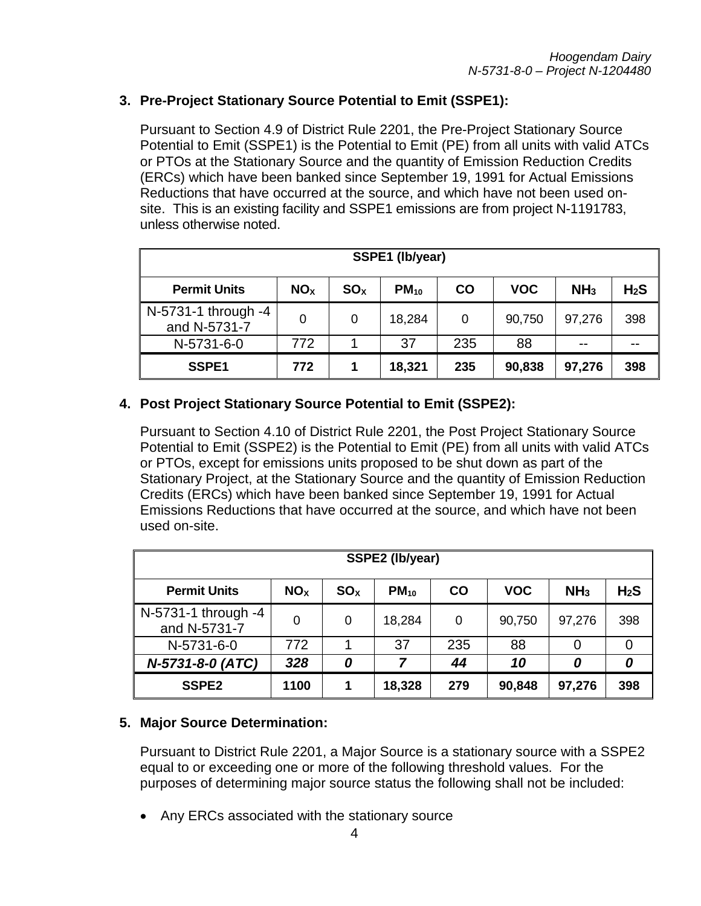**3. Pre-Project Stationary Source Potential to Emit (SSPE1):**

Pursuant to Section 4.9 of District Rule 2201, the Pre-Project Stationary Source Potential to Emit (SSPE1) is the Potential to Emit (PE) from all units with valid ATCs or PTOs at the Stationary Source and the quantity of Emission Reduction Credits (ERCs) which have been banked since September 19, 1991 for Actual Emissions Reductions that have occurred at the source, and which have not been used on-site. This is an existing facility and SSPE1 emissions are from project N-1191783, unless otherwise noted.

| SSPE1 (lb/year) | | | | | | | |
|---|---|---|---|---|---|---|---|
| **Permit Units** | **$NO_X$** | **$SO_X$** | **$PM_{10}$** | **CO** | **VOC** | **$NH_3$** | **$H_2S$** |
| N-5731-1 through -4 and N-5731-7 | 0 | 0 | 18,284 | 0 | 90,750 | 97,276 | 398 |
| N-5731-6-0 | 772 | 1 | 37 | 235 | 88 | -- | -- |
| **SSPE1** | **772** | **1** | **18,321** | **235** | **90,838** | **97,276** | **398** |

**4. Post Project Stationary Source Potential to Emit (SSPE2):**

Pursuant to Section 4.10 of District Rule 2201, the Post Project Stationary Source Potential to Emit (SSPE2) is the Potential to Emit (PE) from all units with valid ATCs or PTOs, except for emissions units proposed to be shut down as part of the Stationary Project, at the Stationary Source and the quantity of Emission Reduction Credits (ERCs) which have been banked since September 19, 1991 for Actual Emissions Reductions that have occurred at the source, and which have not been used on-site.

| SSPE2 (lb/year) | | | | | | | |
|---|---|---|---|---|---|---|---|
| **Permit Units** | **$NO_X$** | **$SO_X$** | **$PM_{10}$** | **CO** | **VOC** | **$NH_3$** | **$H_2S$** |
| N-5731-1 through -4 and N-5731-7 | 0 | 0 | 18,284 | 0 | 90,750 | 97,276 | 398 |
| N-5731-6-0 | 772 | 1 | 37 | 235 | 88 | 0 | 0 |
| ***N-5731-8-0 (ATC)*** | ***328*** | ***0*** | ***7*** | ***44*** | ***10*** | ***0*** | ***0*** |
| **SSPE2** | **1100** | **1** | **18,328** | **279** | **90,848** | **97,276** | **398** |

**5. Major Source Determination:**

Pursuant to District Rule 2201, a Major Source is a stationary source with a SSPE2 equal to or exceeding one or more of the following threshold values. For the purposes of determining major source status the following shall not be included:

- Any ERCs associated with the stationary source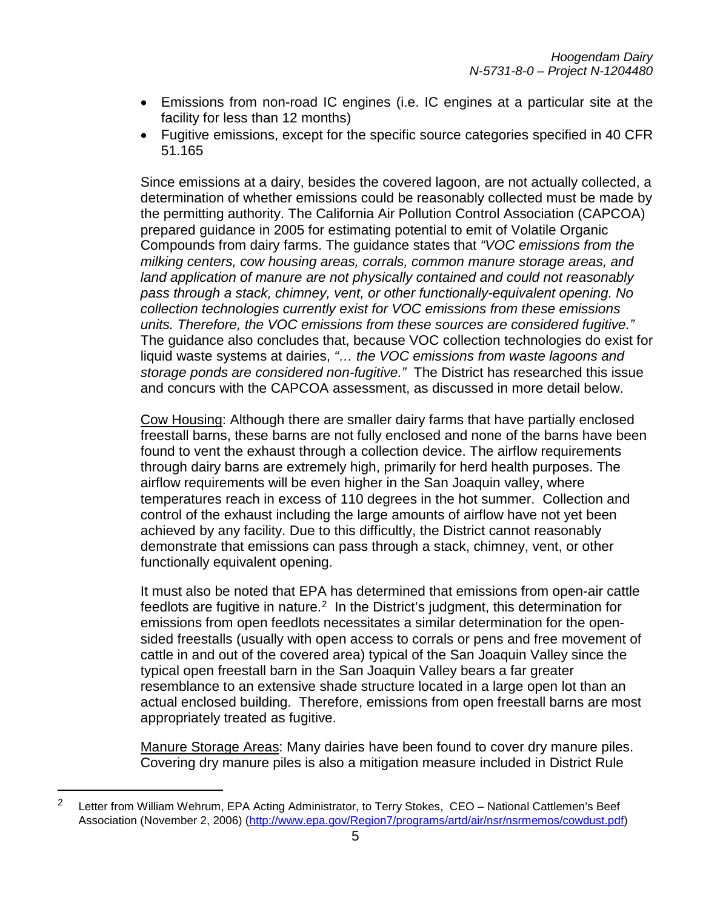- Emissions from non-road IC engines (i.e. IC engines at a particular site at the facility for less than 12 months)
- Fugitive emissions, except for the specific source categories specified in 40 CFR 51.165

Since emissions at a dairy, besides the covered lagoon, are not actually collected, a determination of whether emissions could be reasonably collected must be made by the permitting authority. The California Air Pollution Control Association (CAPCOA) prepared guidance in 2005 for estimating potential to emit of Volatile Organic Compounds from dairy farms. The guidance states that *"VOC emissions from the milking centers, cow housing areas, corrals, common manure storage areas, and land application of manure are not physically contained and could not reasonably pass through a stack, chimney, vent, or other functionally-equivalent opening. No collection technologies currently exist for VOC emissions from these emissions units. Therefore, the VOC emissions from these sources are considered fugitive."* The guidance also concludes that, because VOC collection technologies do exist for liquid waste systems at dairies, *"… the VOC emissions from waste lagoons and storage ponds are considered non-fugitive."* The District has researched this issue and concurs with the CAPCOA assessment, as discussed in more detail below.

Cow Housing: Although there are smaller dairy farms that have partially enclosed freestall barns, these barns are not fully enclosed and none of the barns have been found to vent the exhaust through a collection device. The airflow requirements through dairy barns are extremely high, primarily for herd health purposes. The airflow requirements will be even higher in the San Joaquin valley, where temperatures reach in excess of 110 degrees in the hot summer. Collection and control of the exhaust including the large amounts of airflow have not yet been achieved by any facility. Due to this difficultly, the District cannot reasonably demonstrate that emissions can pass through a stack, chimney, vent, or other functionally equivalent opening.

It must also be noted that EPA has determined that emissions from open-air cattle feedlots are fugitive in nature.[2] In the District's judgment, this determination for emissions from open feedlots necessitates a similar determination for the open-sided freestalls (usually with open access to corrals or pens and free movement of cattle in and out of the covered area) typical of the San Joaquin Valley since the typical open freestall barn in the San Joaquin Valley bears a far greater resemblance to an extensive shade structure located in a large open lot than an actual enclosed building. Therefore, emissions from open freestall barns are most appropriately treated as fugitive.

Manure Storage Areas: Many dairies have been found to cover dry manure piles. Covering dry manure piles is also a mitigation measure included in District Rule

[2] Letter from William Wehrum, EPA Acting Administrator, to Terry Stokes, CEO – National Cattlemen's Beef Association (November 2, 2006) (http://www.epa.gov/Region7/programs/artd/air/nsr/nsrmemos/cowdust.pdf)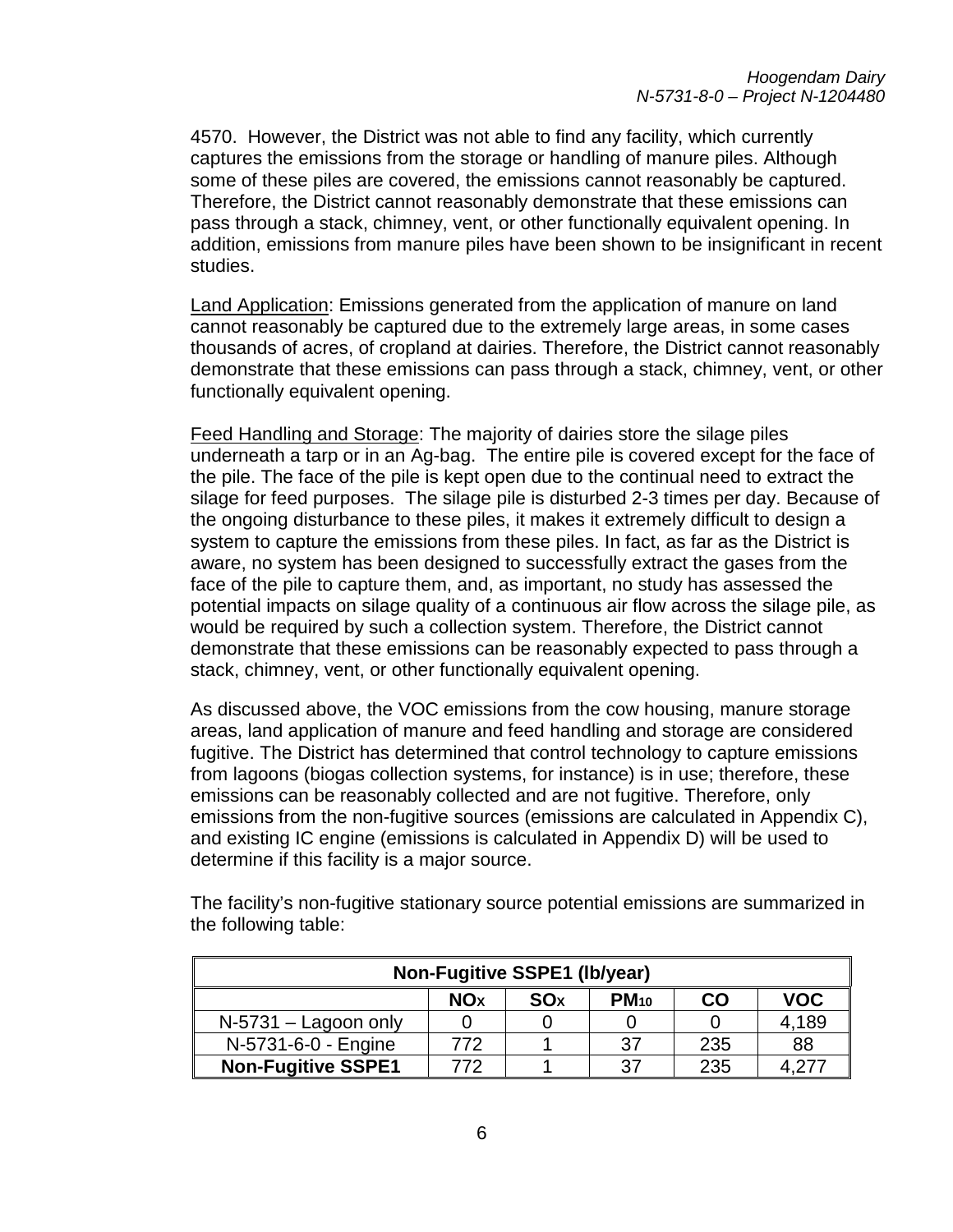4570. However, the District was not able to find any facility, which currently captures the emissions from the storage or handling of manure piles. Although some of these piles are covered, the emissions cannot reasonably be captured. Therefore, the District cannot reasonably demonstrate that these emissions can pass through a stack, chimney, vent, or other functionally equivalent opening. In addition, emissions from manure piles have been shown to be insignificant in recent studies.

Land Application: Emissions generated from the application of manure on land cannot reasonably be captured due to the extremely large areas, in some cases thousands of acres, of cropland at dairies. Therefore, the District cannot reasonably demonstrate that these emissions can pass through a stack, chimney, vent, or other functionally equivalent opening.

Feed Handling and Storage: The majority of dairies store the silage piles underneath a tarp or in an Ag-bag. The entire pile is covered except for the face of the pile. The face of the pile is kept open due to the continual need to extract the silage for feed purposes. The silage pile is disturbed 2-3 times per day. Because of the ongoing disturbance to these piles, it makes it extremely difficult to design a system to capture the emissions from these piles. In fact, as far as the District is aware, no system has been designed to successfully extract the gases from the face of the pile to capture them, and, as important, no study has assessed the potential impacts on silage quality of a continuous air flow across the silage pile, as would be required by such a collection system. Therefore, the District cannot demonstrate that these emissions can be reasonably expected to pass through a stack, chimney, vent, or other functionally equivalent opening.

As discussed above, the VOC emissions from the cow housing, manure storage areas, land application of manure and feed handling and storage are considered fugitive. The District has determined that control technology to capture emissions from lagoons (biogas collection systems, for instance) is in use; therefore, these emissions can be reasonably collected and are not fugitive. Therefore, only emissions from the non-fugitive sources (emissions are calculated in Appendix C), and existing IC engine (emissions is calculated in Appendix D) will be used to determine if this facility is a major source.

The facility's non-fugitive stationary source potential emissions are summarized in the following table:

| Non-Fugitive SSPE1 (lb/year) | | | | | |
|---|---|---|---|---|---|
| | $NO_X$ | $SO_X$ | $PM_{10}$ | CO | VOC |
| N-5731 – Lagoon only | 0 | 0 | 0 | 0 | 4,189 |
| N-5731-6-0 - Engine | 772 | 1 | 37 | 235 | 88 |
| **Non-Fugitive SSPE1** | 772 | 1 | 37 | 235 | 4,277 |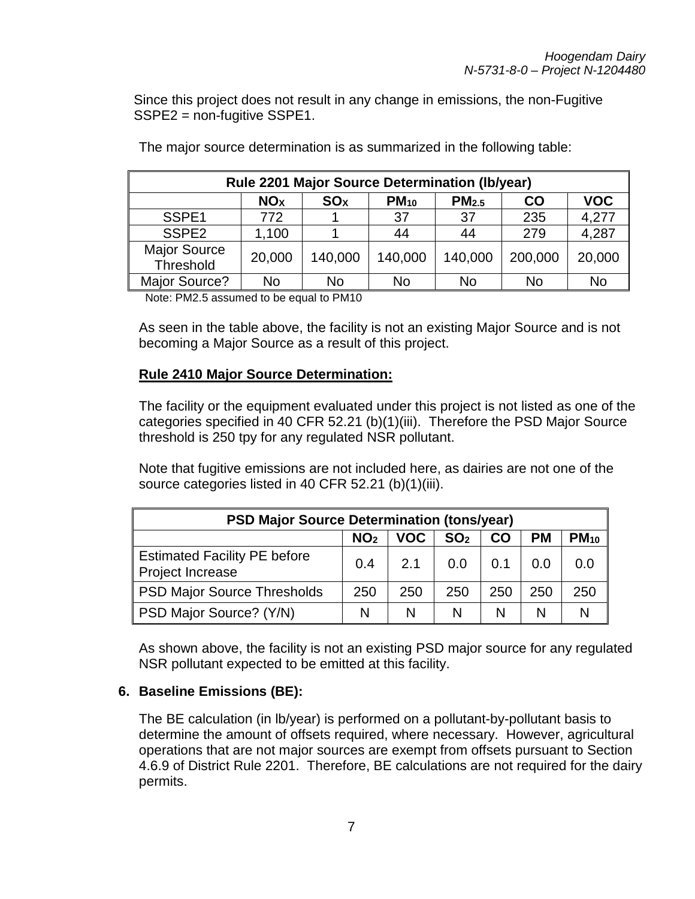Since this project does not result in any change in emissions, the non-Fugitive SSPE2 = non-fugitive SSPE1.

The major source determination is as summarized in the following table:

| Rule 2201 Major Source Determination (lb/year) | | | | | | |
|---|---|---|---|---|---|---|
| | $NO_X$ | $SO_X$ | $PM_{10}$ | $PM_{2.5}$ | CO | VOC |
| SSPE1 | 772 | 1 | 37 | 37 | 235 | 4,277 |
| SSPE2 | 1,100 | 1 | 44 | 44 | 279 | 4,287 |
| Major Source Threshold | 20,000 | 140,000 | 140,000 | 140,000 | 200,000 | 20,000 |
| Major Source? | No | No | No | No | No | No |

Note: PM2.5 assumed to be equal to PM10

As seen in the table above, the facility is not an existing Major Source and is not becoming a Major Source as a result of this project.

**Rule 2410 Major Source Determination:**

The facility or the equipment evaluated under this project is not listed as one of the categories specified in 40 CFR 52.21 (b)(1)(iii). Therefore the PSD Major Source threshold is 250 tpy for any regulated NSR pollutant.

Note that fugitive emissions are not included here, as dairies are not one of the source categories listed in 40 CFR 52.21 (b)(1)(iii).

| PSD Major Source Determination (tons/year) | | | | | | |
|---|---|---|---|---|---|---|
| | $NO_2$ | VOC | $SO_2$ | CO | PM | $PM_{10}$ |
| Estimated Facility PE before Project Increase | 0.4 | 2.1 | 0.0 | 0.1 | 0.0 | 0.0 |
| PSD Major Source Thresholds | 250 | 250 | 250 | 250 | 250 | 250 |
| PSD Major Source? (Y/N) | N | N | N | N | N | N |

As shown above, the facility is not an existing PSD major source for any regulated NSR pollutant expected to be emitted at this facility.

## 6. Baseline Emissions (BE):

The BE calculation (in lb/year) is performed on a pollutant-by-pollutant basis to determine the amount of offsets required, where necessary. However, agricultural operations that are not major sources are exempt from offsets pursuant to Section 4.6.9 of District Rule 2201. Therefore, BE calculations are not required for the dairy permits.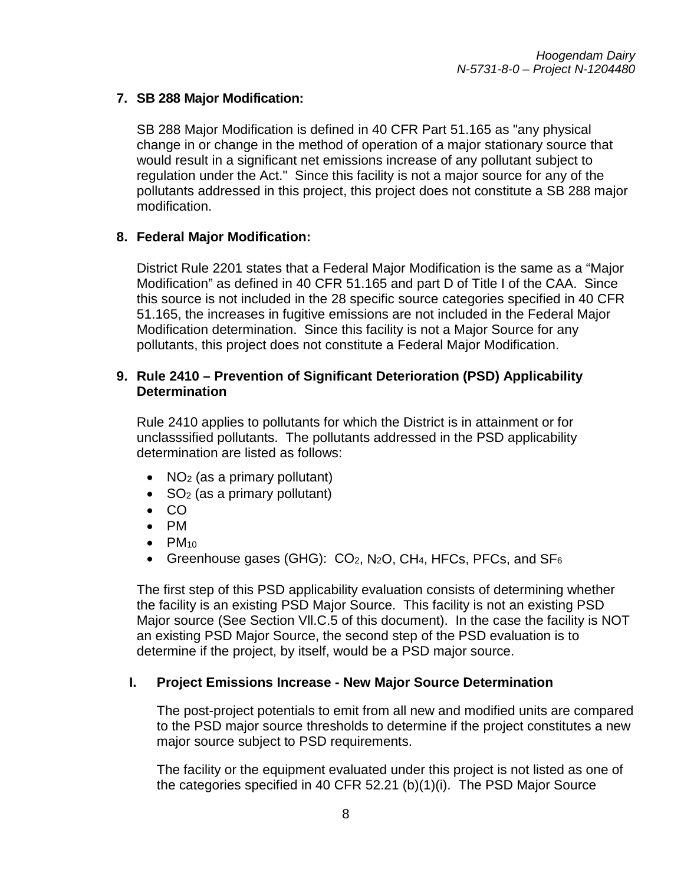## 7. SB 288 Major Modification:

SB 288 Major Modification is defined in 40 CFR Part 51.165 as "any physical change in or change in the method of operation of a major stationary source that would result in a significant net emissions increase of any pollutant subject to regulation under the Act." Since this facility is not a major source for any of the pollutants addressed in this project, this project does not constitute a SB 288 major modification.

## 8. Federal Major Modification:

District Rule 2201 states that a Federal Major Modification is the same as a "Major Modification" as defined in 40 CFR 51.165 and part D of Title I of the CAA. Since this source is not included in the 28 specific source categories specified in 40 CFR 51.165, the increases in fugitive emissions are not included in the Federal Major Modification determination. Since this facility is not a Major Source for any pollutants, this project does not constitute a Federal Major Modification.

## 9. Rule 2410 – Prevention of Significant Deterioration (PSD) Applicability Determination

Rule 2410 applies to pollutants for which the District is in attainment or for unclasssified pollutants. The pollutants addressed in the PSD applicability determination are listed as follows:

- $NO_2$ (as a primary pollutant)
- $SO_2$ (as a primary pollutant)
- CO
- PM
- $PM_{10}$
- Greenhouse gases (GHG): $CO_2$, $N_2O$, $CH_4$, HFCs, PFCs, and $SF_6$

The first step of this PSD applicability evaluation consists of determining whether the facility is an existing PSD Major Source. This facility is not an existing PSD Major source (See Section VII.C.5 of this document). In the case the facility is NOT an existing PSD Major Source, the second step of the PSD evaluation is to determine if the project, by itself, would be a PSD major source.

### I. Project Emissions Increase - New Major Source Determination

The post-project potentials to emit from all new and modified units are compared to the PSD major source thresholds to determine if the project constitutes a new major source subject to PSD requirements.

The facility or the equipment evaluated under this project is not listed as one of the categories specified in 40 CFR 52.21 (b)(1)(i). The PSD Major Source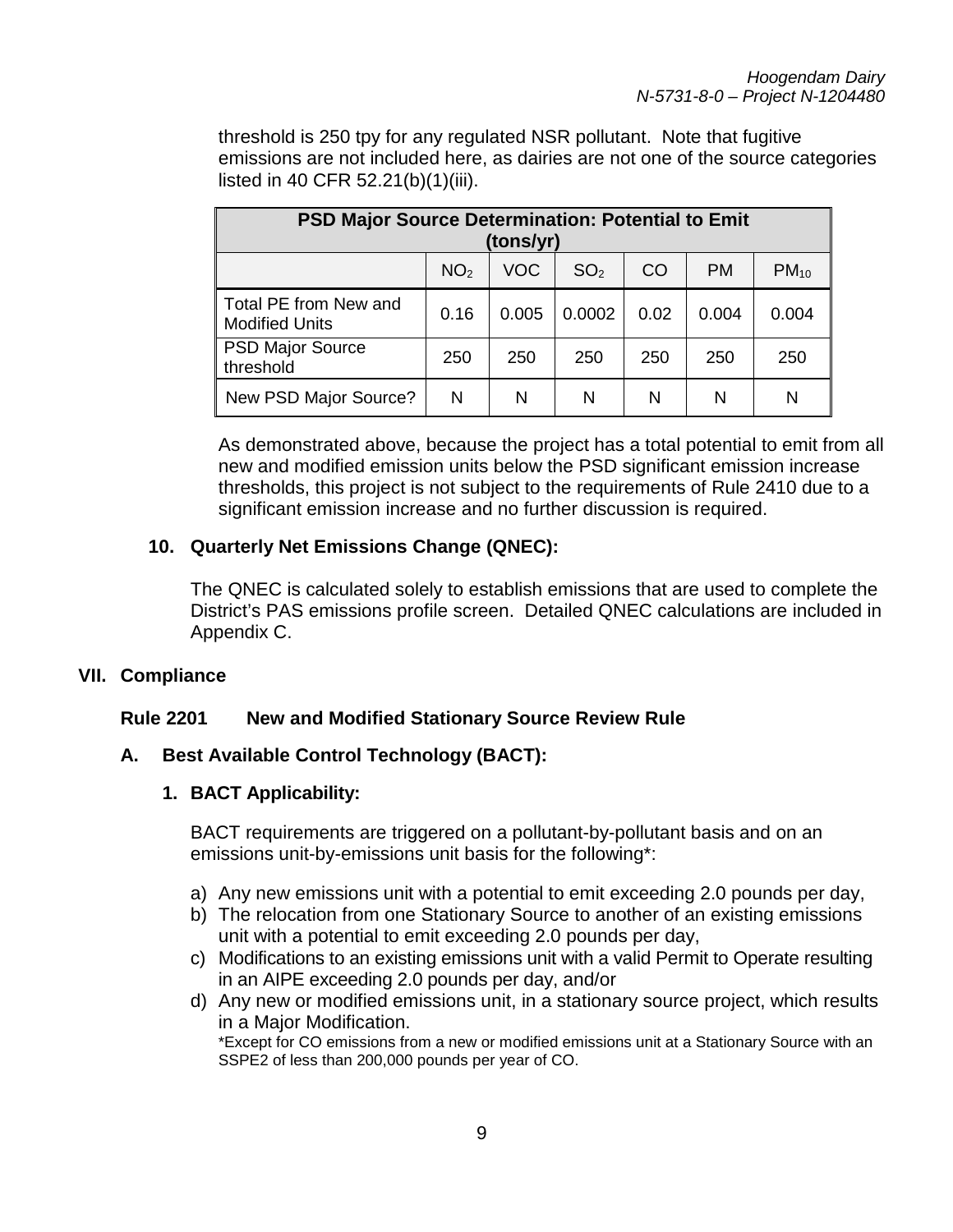threshold is 250 tpy for any regulated NSR pollutant. Note that fugitive emissions are not included here, as dairies are not one of the source categories listed in 40 CFR 52.21(b)(1)(iii).

| PSD Major Source Determination: Potential to Emit (tons/yr) | | | | | | |
|---|---|---|---|---|---|---|
| | $NO_2$ | VOC | $SO_2$ | CO | PM | $PM_{10}$ |
| Total PE from New and Modified Units | 0.16 | 0.005 | 0.0002 | 0.02 | 0.004 | 0.004 |
| PSD Major Source threshold | 250 | 250 | 250 | 250 | 250 | 250 |
| New PSD Major Source? | N | N | N | N | N | N |

As demonstrated above, because the project has a total potential to emit from all new and modified emission units below the PSD significant emission increase thresholds, this project is not subject to the requirements of Rule 2410 due to a significant emission increase and no further discussion is required.

### 10. Quarterly Net Emissions Change (QNEC):

The QNEC is calculated solely to establish emissions that are used to complete the District's PAS emissions profile screen. Detailed QNEC calculations are included in Appendix C.

## VII. Compliance

### Rule 2201 New and Modified Stationary Source Review Rule

### A. Best Available Control Technology (BACT):

#### 1. BACT Applicability:

BACT requirements are triggered on a pollutant-by-pollutant basis and on an emissions unit-by-emissions unit basis for the following*:

a) Any new emissions unit with a potential to emit exceeding 2.0 pounds per day,
b) The relocation from one Stationary Source to another of an existing emissions unit with a potential to emit exceeding 2.0 pounds per day,
c) Modifications to an existing emissions unit with a valid Permit to Operate resulting in an AIPE exceeding 2.0 pounds per day, and/or
d) Any new or modified emissions unit, in a stationary source project, which results in a Major Modification.

*Except for CO emissions from a new or modified emissions unit at a Stationary Source with an SSPE2 of less than 200,000 pounds per year of CO.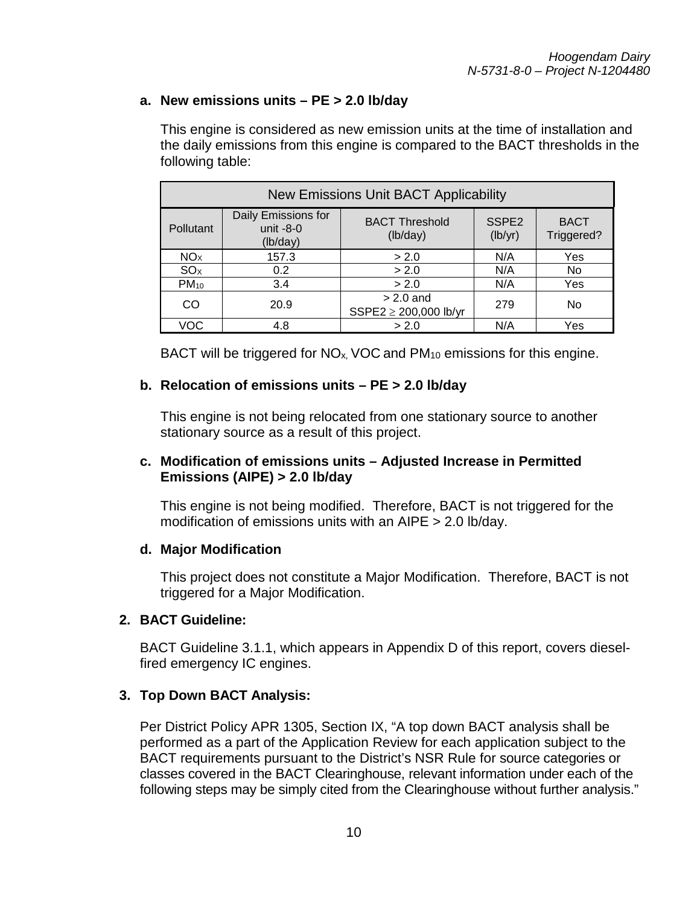**a. New emissions units – PE > 2.0 lb/day**

This engine is considered as new emission units at the time of installation and the daily emissions from this engine is compared to the BACT thresholds in the following table:

| New Emissions Unit BACT Applicability | | | | |
|---|---|---|---|---|
| Pollutant | Daily Emissions for unit -8-0 (lb/day) | BACT Threshold (lb/day) | SSPE2 (lb/yr) | BACT Triggered? |
| $NO_X$ | 157.3 | > 2.0 | N/A | Yes |
| $SO_X$ | 0.2 | > 2.0 | N/A | No |
| $PM_{10}$ | 3.4 | > 2.0 | N/A | Yes |
| CO | 20.9 | > 2.0 and SSPE2 ≥ 200,000 lb/yr | 279 | No |
| VOC | 4.8 | > 2.0 | N/A | Yes |

BACT will be triggered for $NO_x$, VOC and $PM_{10}$ emissions for this engine.

**b. Relocation of emissions units – PE > 2.0 lb/day**

This engine is not being relocated from one stationary source to another stationary source as a result of this project.

**c. Modification of emissions units – Adjusted Increase in Permitted Emissions (AIPE) > 2.0 lb/day**

This engine is not being modified. Therefore, BACT is not triggered for the modification of emissions units with an AIPE > 2.0 lb/day.

**d. Major Modification**

This project does not constitute a Major Modification. Therefore, BACT is not triggered for a Major Modification.

**2. BACT Guideline:**

BACT Guideline 3.1.1, which appears in Appendix D of this report, covers diesel-fired emergency IC engines.

**3. Top Down BACT Analysis:**

Per District Policy APR 1305, Section IX, "A top down BACT analysis shall be performed as a part of the Application Review for each application subject to the BACT requirements pursuant to the District's NSR Rule for source categories or classes covered in the BACT Clearinghouse, relevant information under each of the following steps may be simply cited from the Clearinghouse without further analysis."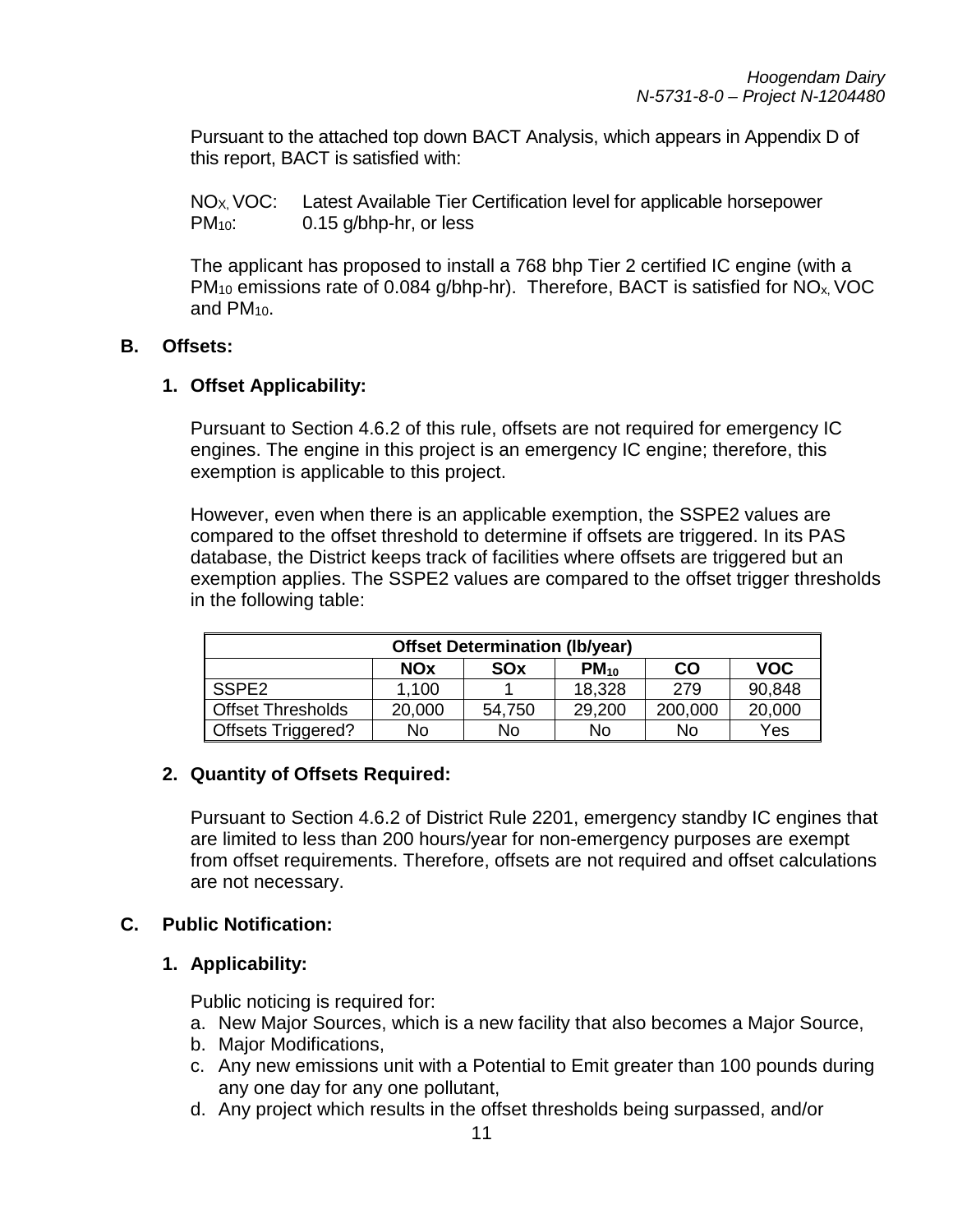Pursuant to the attached top down BACT Analysis, which appears in Appendix D of this report, BACT is satisfied with:

$NO_X$, VOC: Latest Available Tier Certification level for applicable horsepower
$PM_{10}$: 0.15 g/bhp-hr, or less

The applicant has proposed to install a 768 bhp Tier 2 certified IC engine (with a $PM_{10}$ emissions rate of 0.084 g/bhp-hr). Therefore, BACT is satisfied for $NO_x$, VOC and $PM_{10}$.

## B. Offsets:

### 1. Offset Applicability:

Pursuant to Section 4.6.2 of this rule, offsets are not required for emergency IC engines. The engine in this project is an emergency IC engine; therefore, this exemption is applicable to this project.

However, even when there is an applicable exemption, the SSPE2 values are compared to the offset threshold to determine if offsets are triggered. In its PAS database, the District keeps track of facilities where offsets are triggered but an exemption applies. The SSPE2 values are compared to the offset trigger thresholds in the following table:

| Offset Determination (lb/year) | | | | | |
|---|---|---|---|---|---|
| | NOx | SOx | $PM_{10}$ | CO | VOC |
| SSPE2 | 1,100 | 1 | 18,328 | 279 | 90,848 |
| Offset Thresholds | 20,000 | 54,750 | 29,200 | 200,000 | 20,000 |
| Offsets Triggered? | No | No | No | No | Yes |

### 2. Quantity of Offsets Required:

Pursuant to Section 4.6.2 of District Rule 2201, emergency standby IC engines that are limited to less than 200 hours/year for non-emergency purposes are exempt from offset requirements. Therefore, offsets are not required and offset calculations are not necessary.

## C. Public Notification:

### 1. Applicability:

Public noticing is required for:

a. New Major Sources, which is a new facility that also becomes a Major Source,
b. Major Modifications,
c. Any new emissions unit with a Potential to Emit greater than 100 pounds during any one day for any one pollutant,
d. Any project which results in the offset thresholds being surpassed, and/or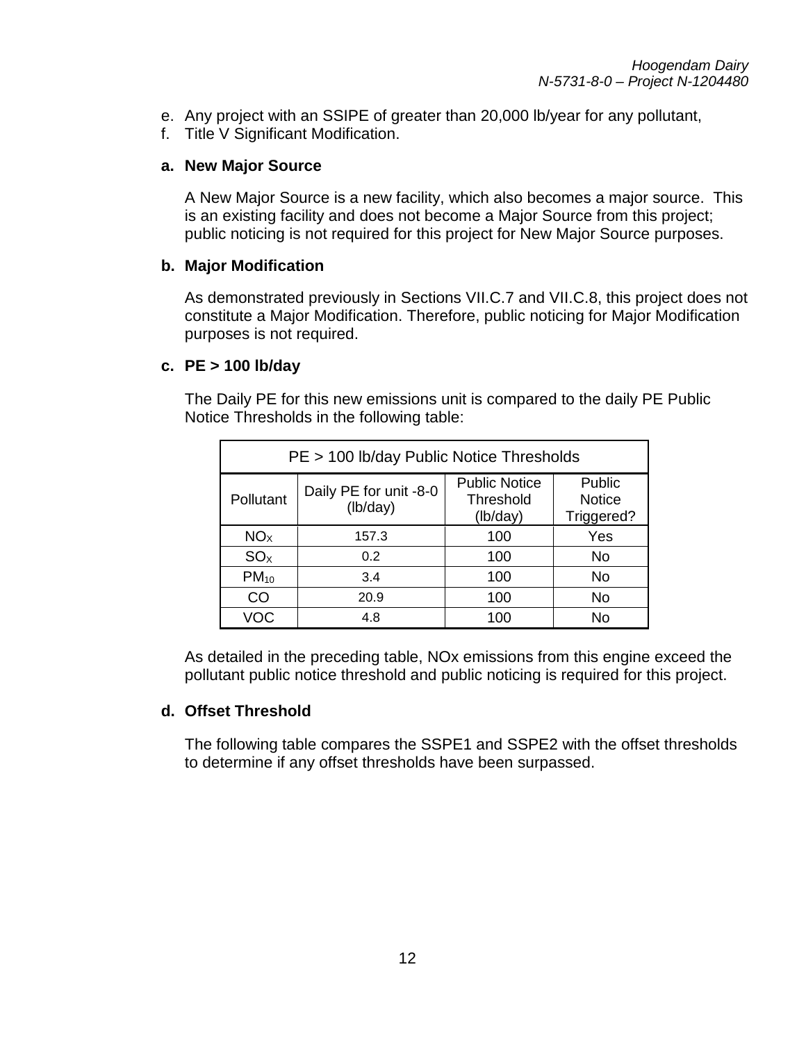e. Any project with an SSIPE of greater than 20,000 lb/year for any pollutant,
f. Title V Significant Modification.

**a. New Major Source**

A New Major Source is a new facility, which also becomes a major source. This is an existing facility and does not become a Major Source from this project; public noticing is not required for this project for New Major Source purposes.

**b. Major Modification**

As demonstrated previously in Sections VII.C.7 and VII.C.8, this project does not constitute a Major Modification. Therefore, public noticing for Major Modification purposes is not required.

**c. PE > 100 lb/day**

The Daily PE for this new emissions unit is compared to the daily PE Public Notice Thresholds in the following table:

| PE > 100 lb/day Public Notice Thresholds | | | |
|---|---|---|---|
| Pollutant | Daily PE for unit -8-0 (lb/day) | Public Notice Threshold (lb/day) | Public Notice Triggered? |
| $NO_X$ | 157.3 | 100 | Yes |
| $SO_X$ | 0.2 | 100 | No |
| $PM_{10}$ | 3.4 | 100 | No |
| CO | 20.9 | 100 | No |
| VOC | 4.8 | 100 | No |

As detailed in the preceding table, NOx emissions from this engine exceed the pollutant public notice threshold and public noticing is required for this project.

**d. Offset Threshold**

The following table compares the SSPE1 and SSPE2 with the offset thresholds to determine if any offset thresholds have been surpassed.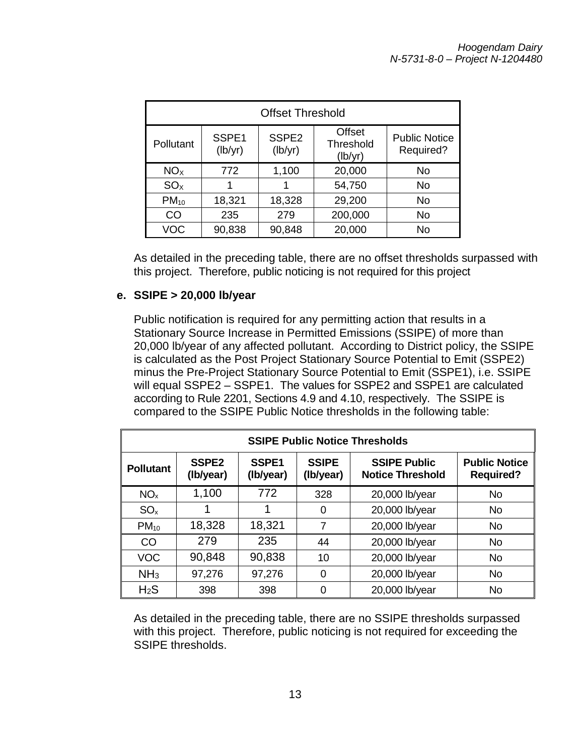| Offset Threshold | | | | |
|---|---|---|---|---|
| Pollutant | SSPE1 (lb/yr) | SSPE2 (lb/yr) | Offset Threshold (lb/yr) | Public Notice Required? |
| $NO_X$ | 772 | 1,100 | 20,000 | No |
| $SO_X$ | 1 | 1 | 54,750 | No |
| $PM_{10}$ | 18,321 | 18,328 | 29,200 | No |
| CO | 235 | 279 | 200,000 | No |
| VOC | 90,838 | 90,848 | 20,000 | No |

As detailed in the preceding table, there are no offset thresholds surpassed with this project. Therefore, public noticing is not required for this project

**e. SSIPE > 20,000 lb/year**

Public notification is required for any permitting action that results in a Stationary Source Increase in Permitted Emissions (SSIPE) of more than 20,000 lb/year of any affected pollutant. According to District policy, the SSIPE is calculated as the Post Project Stationary Source Potential to Emit (SSPE2) minus the Pre-Project Stationary Source Potential to Emit (SSPE1), i.e. SSIPE will equal SSPE2 – SSPE1. The values for SSPE2 and SSPE1 are calculated according to Rule 2201, Sections 4.9 and 4.10, respectively. The SSIPE is compared to the SSIPE Public Notice thresholds in the following table:

| **SSIPE Public Notice Thresholds** | | | | | |
|---|---|---|---|---|---|
| **Pollutant** | **SSPE2 (lb/year)** | **SSPE1 (lb/year)** | **SSIPE (lb/year)** | **SSIPE Public Notice Threshold** | **Public Notice Required?** |
| $NO_x$ | 1,100 | 772 | 328 | 20,000 lb/year | No |
| $SO_x$ | 1 | 1 | 0 | 20,000 lb/year | No |
| $PM_{10}$ | 18,328 | 18,321 | 7 | 20,000 lb/year | No |
| CO | 279 | 235 | 44 | 20,000 lb/year | No |
| VOC | 90,848 | 90,838 | 10 | 20,000 lb/year | No |
| $NH_3$ | 97,276 | 97,276 | 0 | 20,000 lb/year | No |
| $H_2S$ | 398 | 398 | 0 | 20,000 lb/year | No |

As detailed in the preceding table, there are no SSIPE thresholds surpassed with this project. Therefore, public noticing is not required for exceeding the SSIPE thresholds.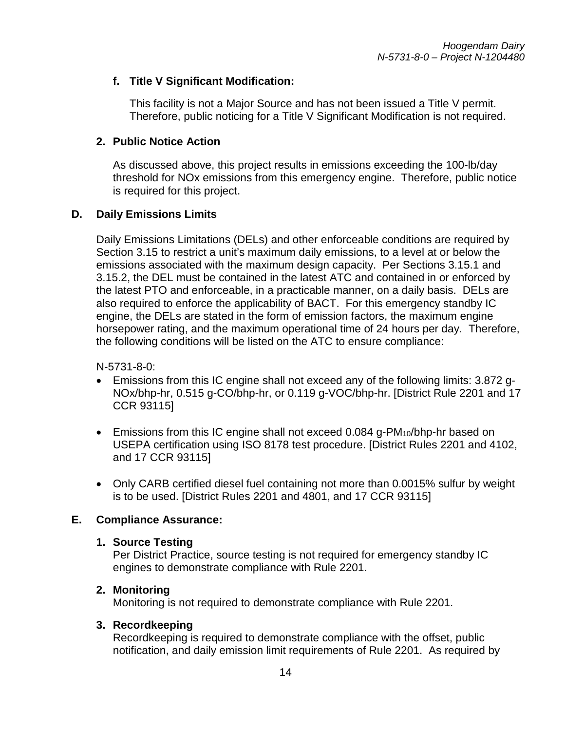**f. Title V Significant Modification:**

This facility is not a Major Source and has not been issued a Title V permit. Therefore, public noticing for a Title V Significant Modification is not required.

**2. Public Notice Action**

As discussed above, this project results in emissions exceeding the 100-lb/day threshold for NOx emissions from this emergency engine. Therefore, public notice is required for this project.

**D. Daily Emissions Limits**

Daily Emissions Limitations (DELs) and other enforceable conditions are required by Section 3.15 to restrict a unit's maximum daily emissions, to a level at or below the emissions associated with the maximum design capacity. Per Sections 3.15.1 and 3.15.2, the DEL must be contained in the latest ATC and contained in or enforced by the latest PTO and enforceable, in a practicable manner, on a daily basis. DELs are also required to enforce the applicability of BACT. For this emergency standby IC engine, the DELs are stated in the form of emission factors, the maximum engine horsepower rating, and the maximum operational time of 24 hours per day. Therefore, the following conditions will be listed on the ATC to ensure compliance:

N-5731-8-0:

- Emissions from this IC engine shall not exceed any of the following limits: 3.872 g-NOx/bhp-hr, 0.515 g-CO/bhp-hr, or 0.119 g-VOC/bhp-hr. [District Rule 2201 and 17 CCR 93115]
- Emissions from this IC engine shall not exceed 0.084 g-$PM_{10}$/bhp-hr based on USEPA certification using ISO 8178 test procedure. [District Rules 2201 and 4102, and 17 CCR 93115]
- Only CARB certified diesel fuel containing not more than 0.0015% sulfur by weight is to be used. [District Rules 2201 and 4801, and 17 CCR 93115]

**E. Compliance Assurance:**

**1. Source Testing**
Per District Practice, source testing is not required for emergency standby IC engines to demonstrate compliance with Rule 2201.

**2. Monitoring**
Monitoring is not required to demonstrate compliance with Rule 2201.

**3. Recordkeeping**
Recordkeeping is required to demonstrate compliance with the offset, public notification, and daily emission limit requirements of Rule 2201. As required by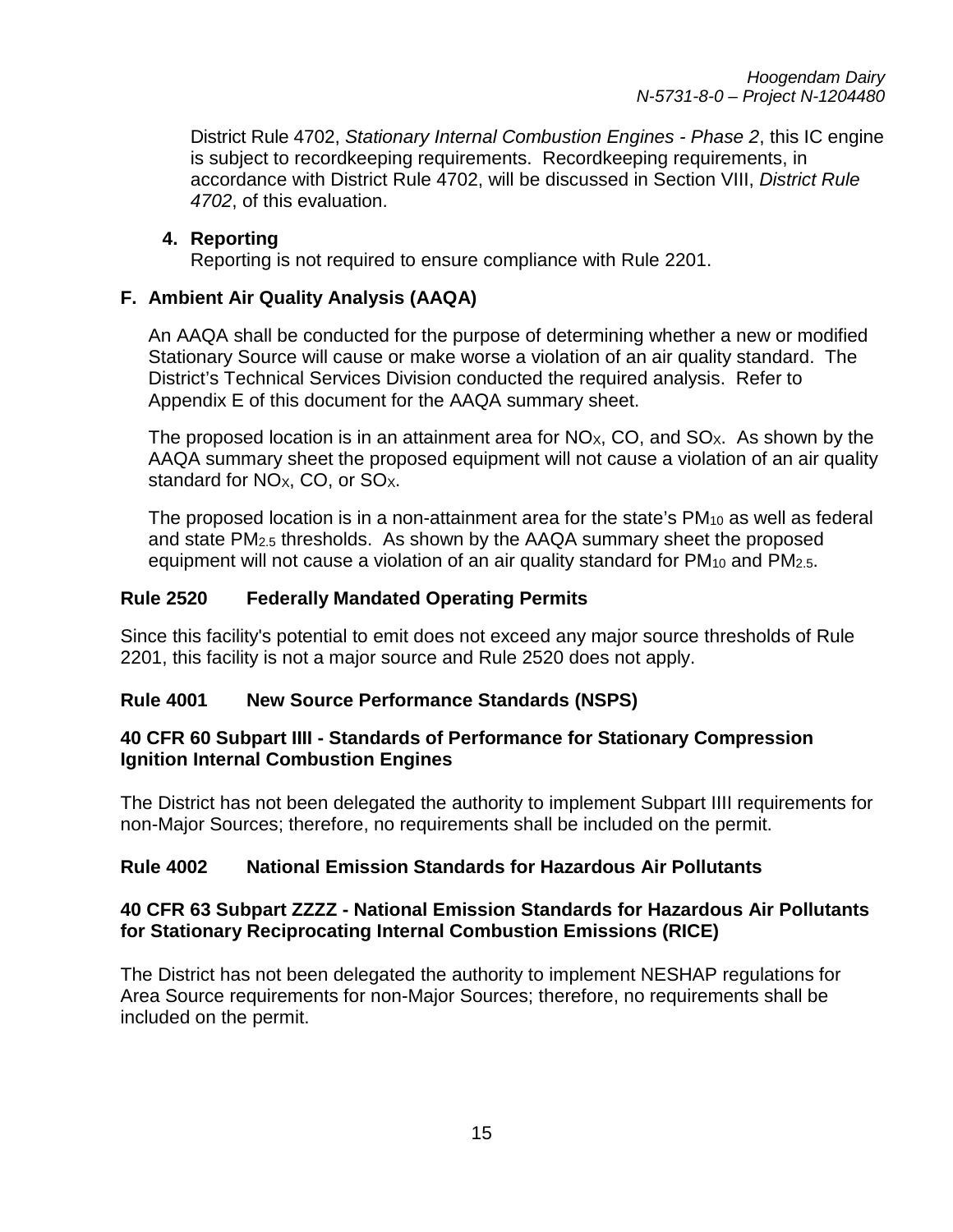District Rule 4702, *Stationary Internal Combustion Engines - Phase 2*, this IC engine is subject to recordkeeping requirements. Recordkeeping requirements, in accordance with District Rule 4702, will be discussed in Section VIII, *District Rule 4702*, of this evaluation.

**4. Reporting**

Reporting is not required to ensure compliance with Rule 2201.

### F. Ambient Air Quality Analysis (AAQA)

An AAQA shall be conducted for the purpose of determining whether a new or modified Stationary Source will cause or make worse a violation of an air quality standard. The District's Technical Services Division conducted the required analysis. Refer to Appendix E of this document for the AAQA summary sheet.

The proposed location is in an attainment area for $NO_X$, CO, and $SO_X$. As shown by the AAQA summary sheet the proposed equipment will not cause a violation of an air quality standard for $NO_X$, CO, or $SO_X$.

The proposed location is in a non-attainment area for the state's $PM_{10}$ as well as federal and state $PM_{2.5}$ thresholds. As shown by the AAQA summary sheet the proposed equipment will not cause a violation of an air quality standard for $PM_{10}$ and $PM_{2.5}$.

## Rule 2520 Federally Mandated Operating Permits

Since this facility's potential to emit does not exceed any major source thresholds of Rule 2201, this facility is not a major source and Rule 2520 does not apply.

## Rule 4001 New Source Performance Standards (NSPS)

### 40 CFR 60 Subpart IIII - Standards of Performance for Stationary Compression Ignition Internal Combustion Engines

The District has not been delegated the authority to implement Subpart IIII requirements for non-Major Sources; therefore, no requirements shall be included on the permit.

## Rule 4002 National Emission Standards for Hazardous Air Pollutants

### 40 CFR 63 Subpart ZZZZ - National Emission Standards for Hazardous Air Pollutants for Stationary Reciprocating Internal Combustion Emissions (RICE)

The District has not been delegated the authority to implement NESHAP regulations for Area Source requirements for non-Major Sources; therefore, no requirements shall be included on the permit.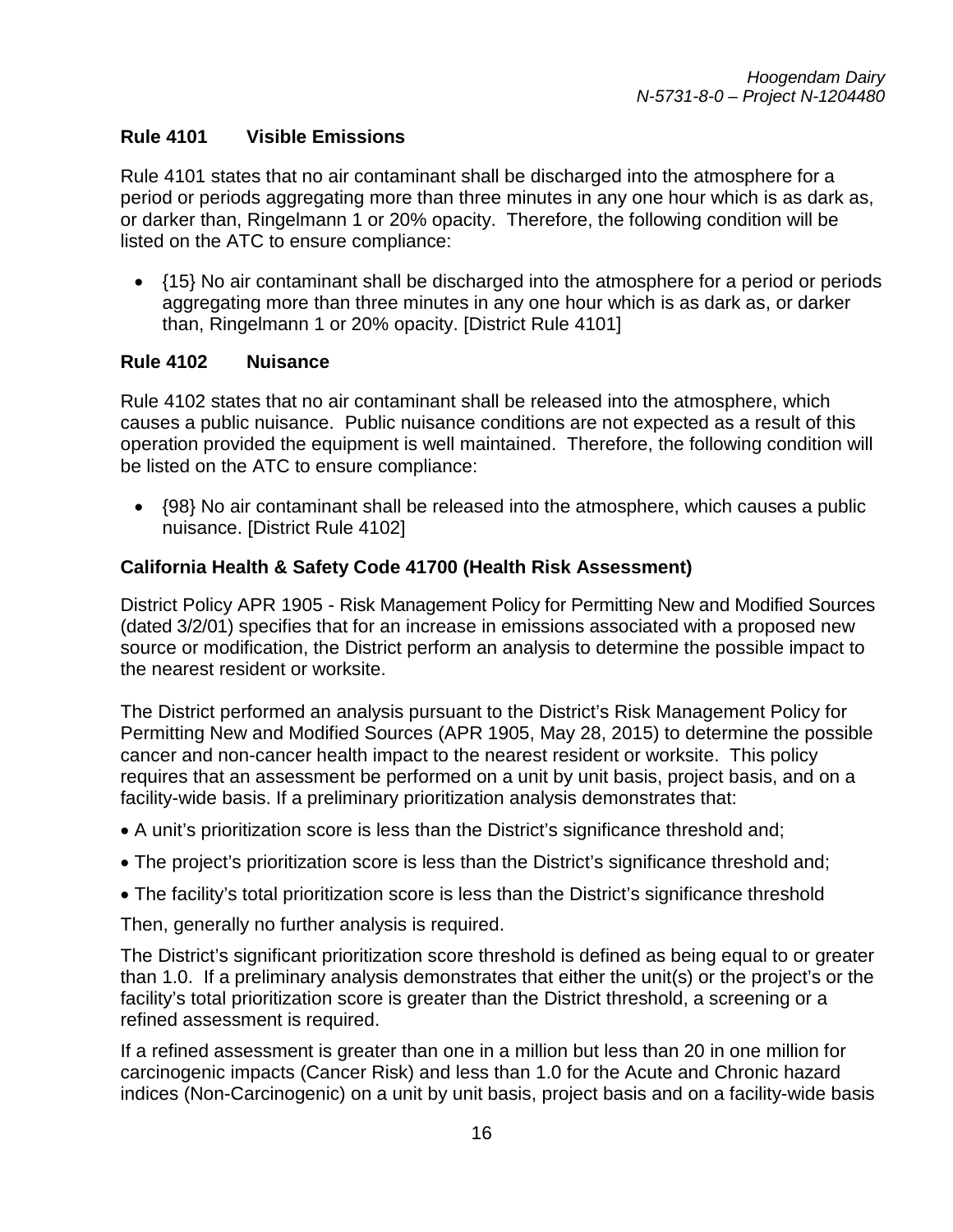### Rule 4101 Visible Emissions

Rule 4101 states that no air contaminant shall be discharged into the atmosphere for a period or periods aggregating more than three minutes in any one hour which is as dark as, or darker than, Ringelmann 1 or 20% opacity. Therefore, the following condition will be listed on the ATC to ensure compliance:

- {15} No air contaminant shall be discharged into the atmosphere for a period or periods aggregating more than three minutes in any one hour which is as dark as, or darker than, Ringelmann 1 or 20% opacity. [District Rule 4101]

### Rule 4102 Nuisance

Rule 4102 states that no air contaminant shall be released into the atmosphere, which causes a public nuisance. Public nuisance conditions are not expected as a result of this operation provided the equipment is well maintained. Therefore, the following condition will be listed on the ATC to ensure compliance:

- {98} No air contaminant shall be released into the atmosphere, which causes a public nuisance. [District Rule 4102]

### California Health & Safety Code 41700 (Health Risk Assessment)

District Policy APR 1905 - Risk Management Policy for Permitting New and Modified Sources (dated 3/2/01) specifies that for an increase in emissions associated with a proposed new source or modification, the District perform an analysis to determine the possible impact to the nearest resident or worksite.

The District performed an analysis pursuant to the District's Risk Management Policy for Permitting New and Modified Sources (APR 1905, May 28, 2015) to determine the possible cancer and non-cancer health impact to the nearest resident or worksite. This policy requires that an assessment be performed on a unit by unit basis, project basis, and on a facility-wide basis. If a preliminary prioritization analysis demonstrates that:

- A unit's prioritization score is less than the District's significance threshold and;
- The project's prioritization score is less than the District's significance threshold and;
- The facility's total prioritization score is less than the District's significance threshold

Then, generally no further analysis is required.

The District's significant prioritization score threshold is defined as being equal to or greater than 1.0. If a preliminary analysis demonstrates that either the unit(s) or the project's or the facility's total prioritization score is greater than the District threshold, a screening or a refined assessment is required.

If a refined assessment is greater than one in a million but less than 20 in one million for carcinogenic impacts (Cancer Risk) and less than 1.0 for the Acute and Chronic hazard indices (Non-Carcinogenic) on a unit by unit basis, project basis and on a facility-wide basis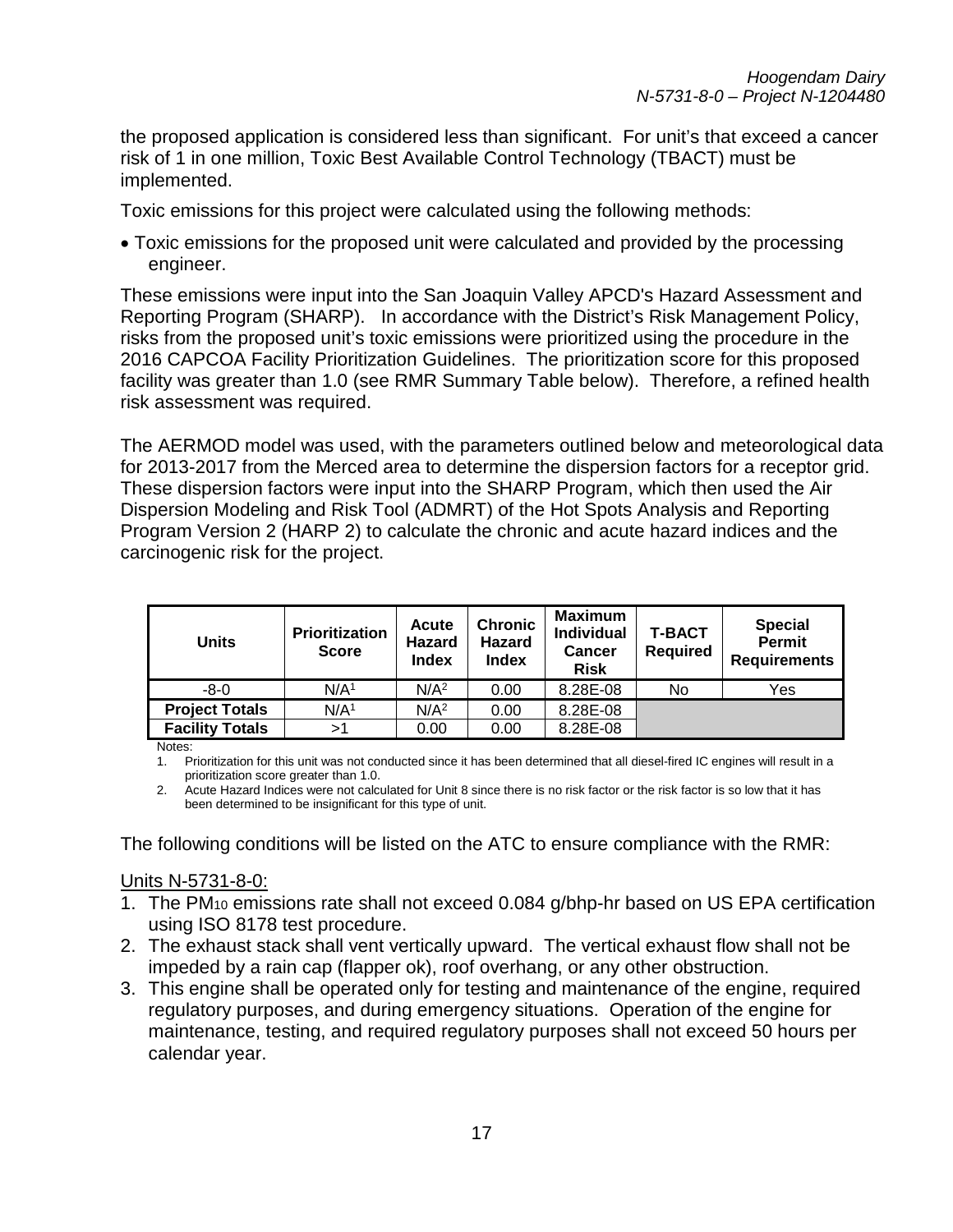the proposed application is considered less than significant. For unit's that exceed a cancer risk of 1 in one million, Toxic Best Available Control Technology (TBACT) must be implemented.

Toxic emissions for this project were calculated using the following methods:

- Toxic emissions for the proposed unit were calculated and provided by the processing engineer.

These emissions were input into the San Joaquin Valley APCD's Hazard Assessment and Reporting Program (SHARP). In accordance with the District's Risk Management Policy, risks from the proposed unit's toxic emissions were prioritized using the procedure in the 2016 CAPCOA Facility Prioritization Guidelines. The prioritization score for this proposed facility was greater than 1.0 (see RMR Summary Table below). Therefore, a refined health risk assessment was required.

The AERMOD model was used, with the parameters outlined below and meteorological data for 2013-2017 from the Merced area to determine the dispersion factors for a receptor grid. These dispersion factors were input into the SHARP Program, which then used the Air Dispersion Modeling and Risk Tool (ADMRT) of the Hot Spots Analysis and Reporting Program Version 2 (HARP 2) to calculate the chronic and acute hazard indices and the carcinogenic risk for the project.

| Units | Prioritization Score | Acute Hazard Index | Chronic Hazard Index | Maximum Individual Cancer Risk | T-BACT Required | Special Permit Requirements |
|---|---|---|---|---|---|---|
| -8-0 | N/A[1] | N/A[2] | 0.00 | 8.28E-08 | No | Yes |
| **Project Totals** | N/A[1] | N/A[2] | 0.00 | 8.28E-08 | | |
| **Facility Totals** | >1 | 0.00 | 0.00 | 8.28E-08 | | |

Notes:

1. Prioritization for this unit was not conducted since it has been determined that all diesel-fired IC engines will result in a prioritization score greater than 1.0.
2. Acute Hazard Indices were not calculated for Unit 8 since there is no risk factor or the risk factor is so low that it has been determined to be insignificant for this type of unit.

The following conditions will be listed on the ATC to ensure compliance with the RMR:

Units N-5731-8-0:

1. The $PM_{10}$ emissions rate shall not exceed 0.084 g/bhp-hr based on US EPA certification using ISO 8178 test procedure.
2. The exhaust stack shall vent vertically upward. The vertical exhaust flow shall not be impeded by a rain cap (flapper ok), roof overhang, or any other obstruction.
3. This engine shall be operated only for testing and maintenance of the engine, required regulatory purposes, and during emergency situations. Operation of the engine for maintenance, testing, and required regulatory purposes shall not exceed 50 hours per calendar year.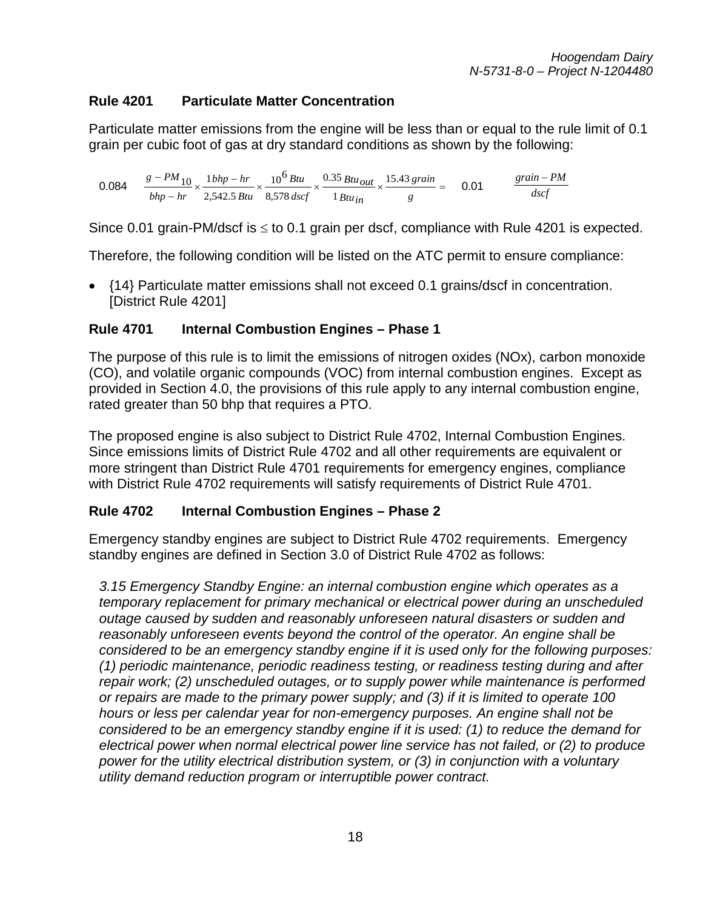### Rule 4201 Particulate Matter Concentration

Particulate matter emissions from the engine will be less than or equal to the rule limit of 0.1 grain per cubic foot of gas at dry standard conditions as shown by the following:

$$0.084 \quad \frac{g-PM_{10}}{bhp-hr} \times \frac{1\,bhp-hr}{2{,}542.5\,Btu} \times \frac{10^6\,Btu}{8{,}578\,dscf} \times \frac{0.35\,Btu_{out}}{1\,Btu_{in}} \times \frac{15.43\,grain}{g} = \quad 0.01 \quad \frac{grain-PM}{dscf}$$

Since 0.01 grain-PM/dscf is ≤ to 0.1 grain per dscf, compliance with Rule 4201 is expected.

Therefore, the following condition will be listed on the ATC permit to ensure compliance:

- {14} Particulate matter emissions shall not exceed 0.1 grains/dscf in concentration. [District Rule 4201]

### Rule 4701 Internal Combustion Engines – Phase 1

The purpose of this rule is to limit the emissions of nitrogen oxides (NOx), carbon monoxide (CO), and volatile organic compounds (VOC) from internal combustion engines. Except as provided in Section 4.0, the provisions of this rule apply to any internal combustion engine, rated greater than 50 bhp that requires a PTO.

The proposed engine is also subject to District Rule 4702, Internal Combustion Engines. Since emissions limits of District Rule 4702 and all other requirements are equivalent or more stringent than District Rule 4701 requirements for emergency engines, compliance with District Rule 4702 requirements will satisfy requirements of District Rule 4701.

### Rule 4702 Internal Combustion Engines – Phase 2

Emergency standby engines are subject to District Rule 4702 requirements. Emergency standby engines are defined in Section 3.0 of District Rule 4702 as follows:

*3.15 Emergency Standby Engine: an internal combustion engine which operates as a temporary replacement for primary mechanical or electrical power during an unscheduled outage caused by sudden and reasonably unforeseen natural disasters or sudden and reasonably unforeseen events beyond the control of the operator. An engine shall be considered to be an emergency standby engine if it is used only for the following purposes: (1) periodic maintenance, periodic readiness testing, or readiness testing during and after repair work; (2) unscheduled outages, or to supply power while maintenance is performed or repairs are made to the primary power supply; and (3) if it is limited to operate 100 hours or less per calendar year for non-emergency purposes. An engine shall not be considered to be an emergency standby engine if it is used: (1) to reduce the demand for electrical power when normal electrical power line service has not failed, or (2) to produce power for the utility electrical distribution system, or (3) in conjunction with a voluntary utility demand reduction program or interruptible power contract.*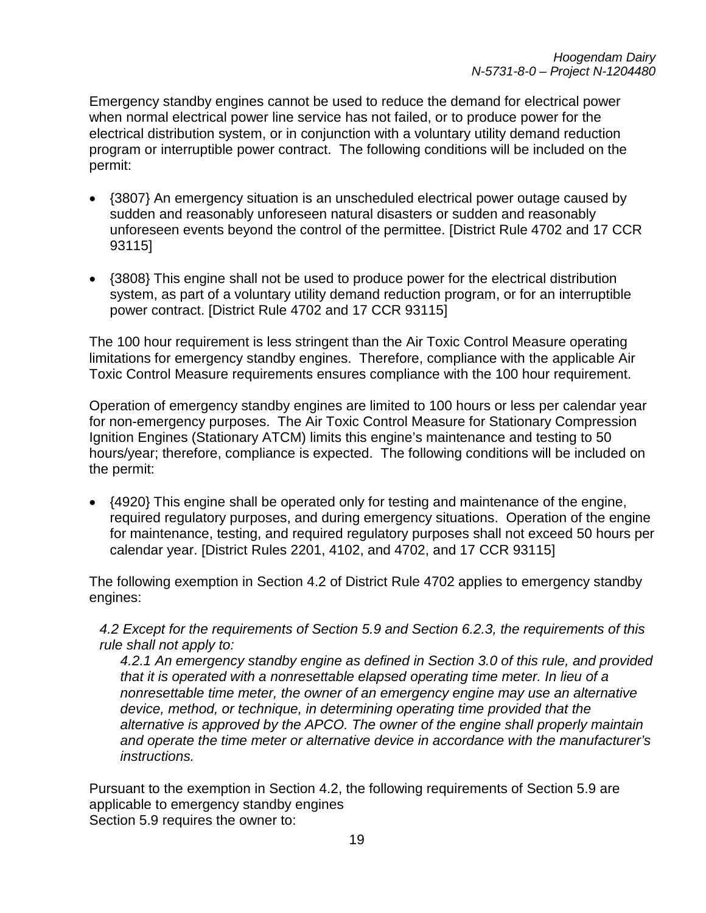Emergency standby engines cannot be used to reduce the demand for electrical power when normal electrical power line service has not failed, or to produce power for the electrical distribution system, or in conjunction with a voluntary utility demand reduction program or interruptible power contract. The following conditions will be included on the permit:

- {3807} An emergency situation is an unscheduled electrical power outage caused by sudden and reasonably unforeseen natural disasters or sudden and reasonably unforeseen events beyond the control of the permittee. [District Rule 4702 and 17 CCR 93115]

- {3808} This engine shall not be used to produce power for the electrical distribution system, as part of a voluntary utility demand reduction program, or for an interruptible power contract. [District Rule 4702 and 17 CCR 93115]

The 100 hour requirement is less stringent than the Air Toxic Control Measure operating limitations for emergency standby engines. Therefore, compliance with the applicable Air Toxic Control Measure requirements ensures compliance with the 100 hour requirement.

Operation of emergency standby engines are limited to 100 hours or less per calendar year for non-emergency purposes. The Air Toxic Control Measure for Stationary Compression Ignition Engines (Stationary ATCM) limits this engine's maintenance and testing to 50 hours/year; therefore, compliance is expected. The following conditions will be included on the permit:

- {4920} This engine shall be operated only for testing and maintenance of the engine, required regulatory purposes, and during emergency situations. Operation of the engine for maintenance, testing, and required regulatory purposes shall not exceed 50 hours per calendar year. [District Rules 2201, 4102, and 4702, and 17 CCR 93115]

The following exemption in Section 4.2 of District Rule 4702 applies to emergency standby engines:

> *4.2 Except for the requirements of Section 5.9 and Section 6.2.3, the requirements of this rule shall not apply to:*
>
> > *4.2.1 An emergency standby engine as defined in Section 3.0 of this rule, and provided that it is operated with a nonresettable elapsed operating time meter. In lieu of a nonresettable time meter, the owner of an emergency engine may use an alternative device, method, or technique, in determining operating time provided that the alternative is approved by the APCO. The owner of the engine shall properly maintain and operate the time meter or alternative device in accordance with the manufacturer's instructions.*

Pursuant to the exemption in Section 4.2, the following requirements of Section 5.9 are applicable to emergency standby engines
Section 5.9 requires the owner to: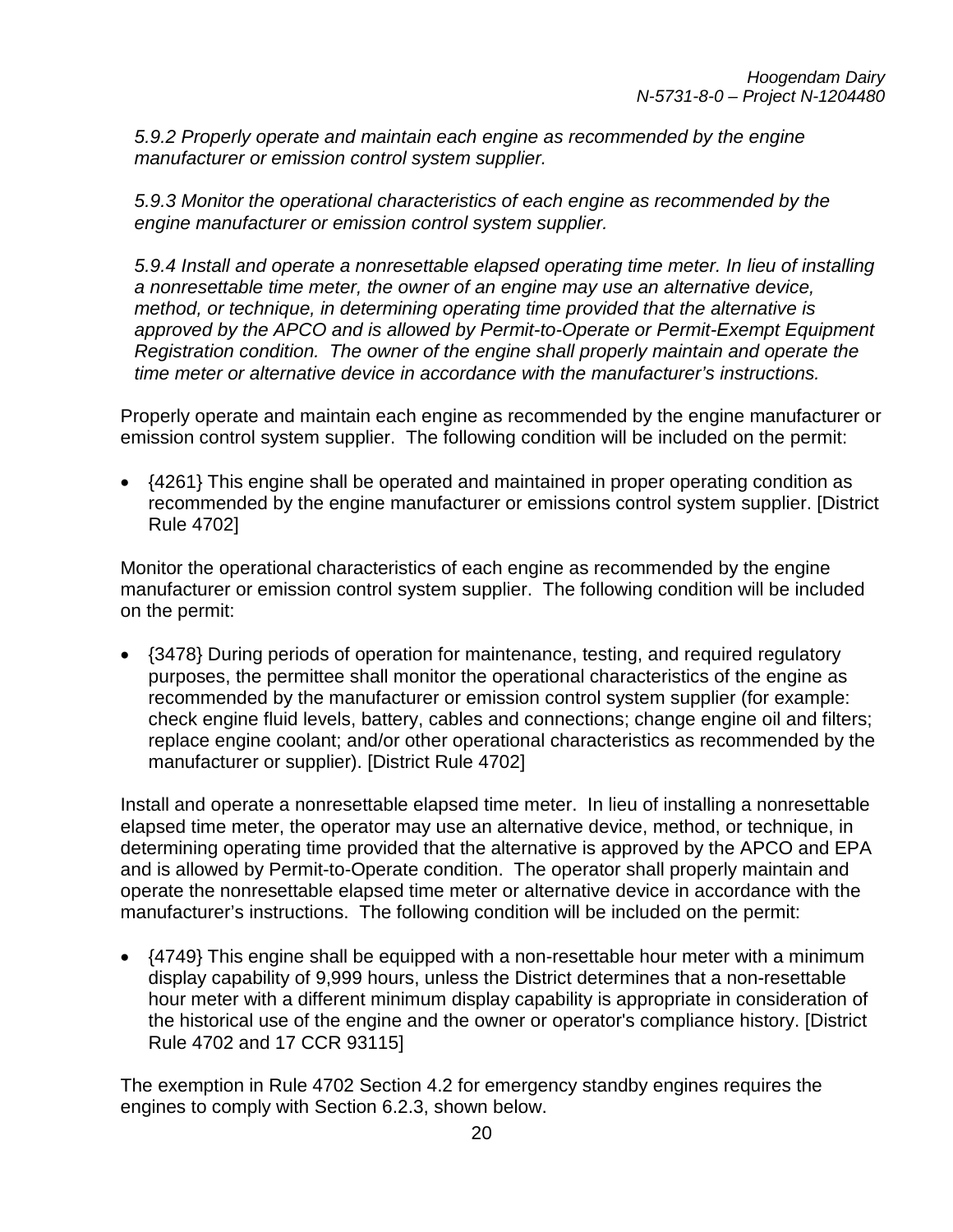*5.9.2 Properly operate and maintain each engine as recommended by the engine manufacturer or emission control system supplier.*

*5.9.3 Monitor the operational characteristics of each engine as recommended by the engine manufacturer or emission control system supplier.*

*5.9.4 Install and operate a nonresettable elapsed operating time meter. In lieu of installing a nonresettable time meter, the owner of an engine may use an alternative device, method, or technique, in determining operating time provided that the alternative is approved by the APCO and is allowed by Permit-to-Operate or Permit-Exempt Equipment Registration condition. The owner of the engine shall properly maintain and operate the time meter or alternative device in accordance with the manufacturer's instructions.*

Properly operate and maintain each engine as recommended by the engine manufacturer or emission control system supplier. The following condition will be included on the permit:

- {4261} This engine shall be operated and maintained in proper operating condition as recommended by the engine manufacturer or emissions control system supplier. [District Rule 4702]

Monitor the operational characteristics of each engine as recommended by the engine manufacturer or emission control system supplier. The following condition will be included on the permit:

- {3478} During periods of operation for maintenance, testing, and required regulatory purposes, the permittee shall monitor the operational characteristics of the engine as recommended by the manufacturer or emission control system supplier (for example: check engine fluid levels, battery, cables and connections; change engine oil and filters; replace engine coolant; and/or other operational characteristics as recommended by the manufacturer or supplier). [District Rule 4702]

Install and operate a nonresettable elapsed time meter. In lieu of installing a nonresettable elapsed time meter, the operator may use an alternative device, method, or technique, in determining operating time provided that the alternative is approved by the APCO and EPA and is allowed by Permit-to-Operate condition. The operator shall properly maintain and operate the nonresettable elapsed time meter or alternative device in accordance with the manufacturer's instructions. The following condition will be included on the permit:

- {4749} This engine shall be equipped with a non-resettable hour meter with a minimum display capability of 9,999 hours, unless the District determines that a non-resettable hour meter with a different minimum display capability is appropriate in consideration of the historical use of the engine and the owner or operator's compliance history. [District Rule 4702 and 17 CCR 93115]

The exemption in Rule 4702 Section 4.2 for emergency standby engines requires the engines to comply with Section 6.2.3, shown below.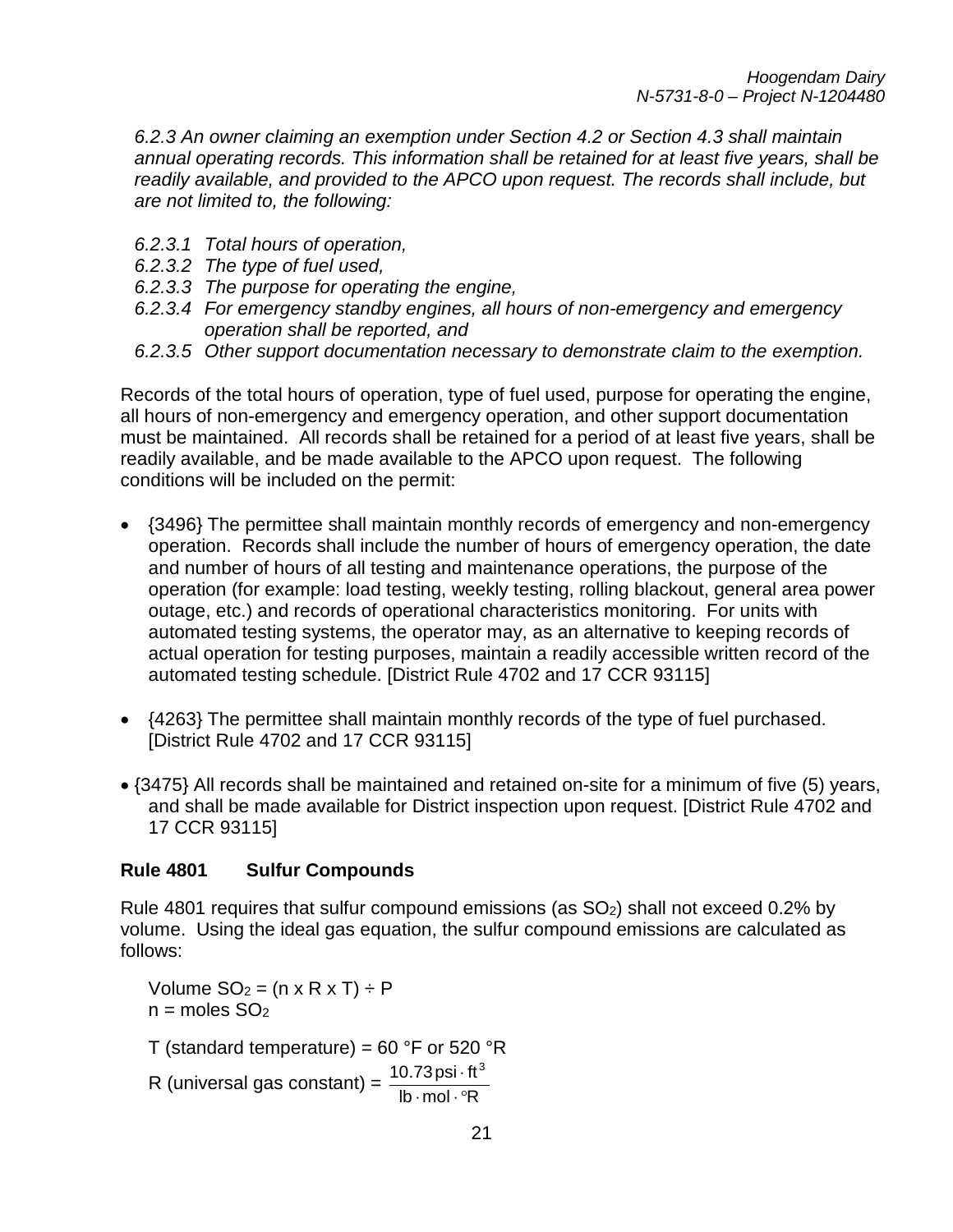*6.2.3 An owner claiming an exemption under Section 4.2 or Section 4.3 shall maintain annual operating records. This information shall be retained for at least five years, shall be readily available, and provided to the APCO upon request. The records shall include, but are not limited to, the following:*

*6.2.3.1 Total hours of operation,*
*6.2.3.2 The type of fuel used,*
*6.2.3.3 The purpose for operating the engine,*
*6.2.3.4 For emergency standby engines, all hours of non-emergency and emergency operation shall be reported, and*
*6.2.3.5 Other support documentation necessary to demonstrate claim to the exemption.*

Records of the total hours of operation, type of fuel used, purpose for operating the engine, all hours of non-emergency and emergency operation, and other support documentation must be maintained. All records shall be retained for a period of at least five years, shall be readily available, and be made available to the APCO upon request. The following conditions will be included on the permit:

- {3496} The permittee shall maintain monthly records of emergency and non-emergency operation. Records shall include the number of hours of emergency operation, the date and number of hours of all testing and maintenance operations, the purpose of the operation (for example: load testing, weekly testing, rolling blackout, general area power outage, etc.) and records of operational characteristics monitoring. For units with automated testing systems, the operator may, as an alternative to keeping records of actual operation for testing purposes, maintain a readily accessible written record of the automated testing schedule. [District Rule 4702 and 17 CCR 93115]
- {4263} The permittee shall maintain monthly records of the type of fuel purchased. [District Rule 4702 and 17 CCR 93115]
- {3475} All records shall be maintained and retained on-site for a minimum of five (5) years, and shall be made available for District inspection upon request. [District Rule 4702 and 17 CCR 93115]

### Rule 4801 Sulfur Compounds

Rule 4801 requires that sulfur compound emissions (as $SO_2$) shall not exceed 0.2% by volume. Using the ideal gas equation, the sulfur compound emissions are calculated as follows:

Volume $SO_2$ = (n x R x T) ÷ P
n = moles $SO_2$

T (standard temperature) = 60 °F or 520 °R

R (universal gas constant) = $\dfrac{10.73\,\text{psi} \cdot \text{ft}^3}{\text{lb} \cdot \text{mol} \cdot {}^\circ\text{R}}$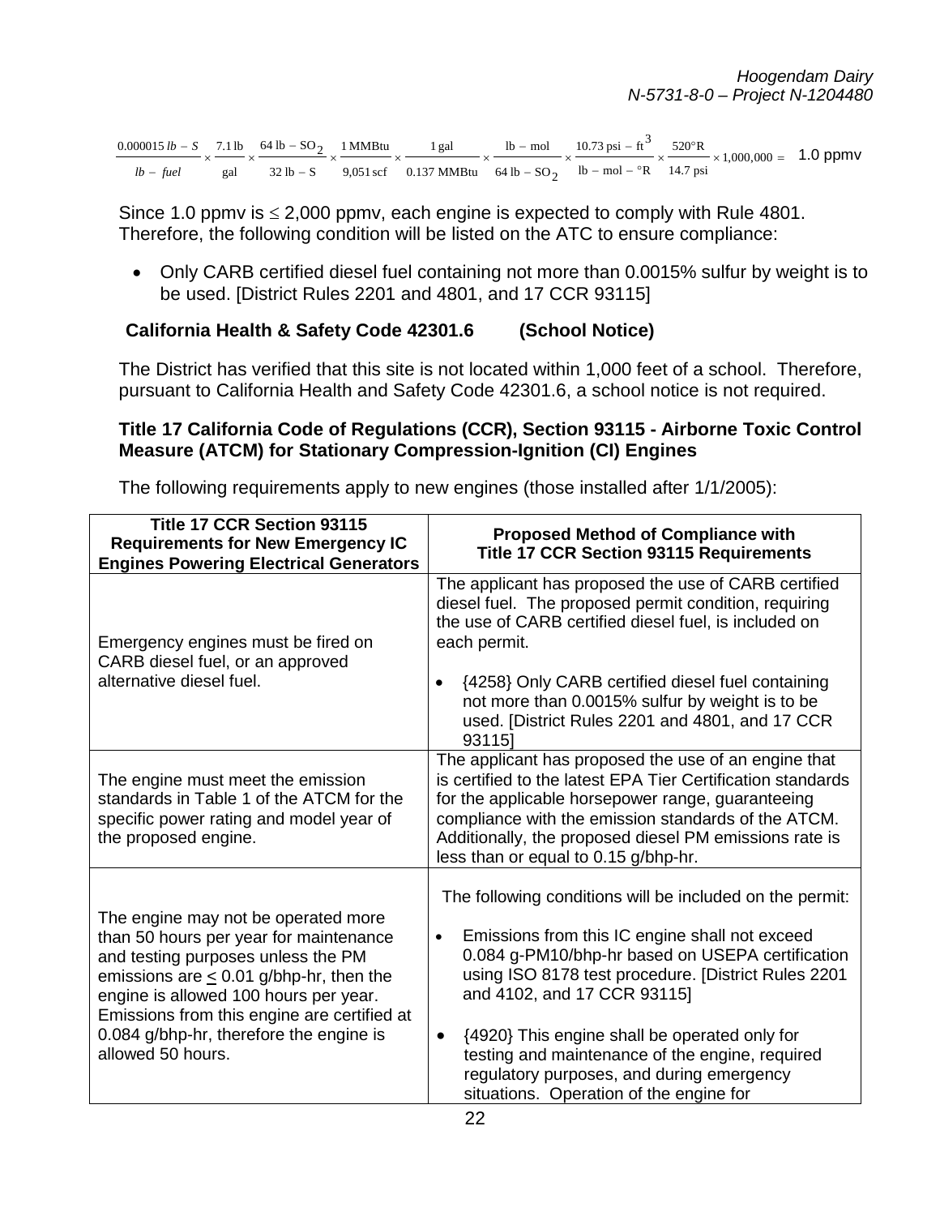$$\frac{0.000015\ lb-S}{lb-fuel} \times \frac{7.1\ \text{lb}}{\text{gal}} \times \frac{64\ \text{lb}-SO_2}{32\ \text{lb}-\text{S}} \times \frac{1\ \text{MMBtu}}{9{,}051\ \text{scf}} \times \frac{1\ \text{gal}}{0.137\ \text{MMBtu}} \times \frac{\text{lb}-\text{mol}}{64\ \text{lb}-SO_2} \times \frac{10.73\ \text{psi}-\text{ft}^3}{\text{lb}-\text{mol}-°\text{R}} \times \frac{520°\text{R}}{14.7\ \text{psi}} \times 1{,}000{,}000 = 1.0\ \text{ppmv}$$

Since 1.0 ppmv is ≤ 2,000 ppmv, each engine is expected to comply with Rule 4801. Therefore, the following condition will be listed on the ATC to ensure compliance:

- Only CARB certified diesel fuel containing not more than 0.0015% sulfur by weight is to be used. [District Rules 2201 and 4801, and 17 CCR 93115]

**California Health & Safety Code 42301.6 (School Notice)**

The District has verified that this site is not located within 1,000 feet of a school. Therefore, pursuant to California Health and Safety Code 42301.6, a school notice is not required.

**Title 17 California Code of Regulations (CCR), Section 93115 - Airborne Toxic Control Measure (ATCM) for Stationary Compression-Ignition (CI) Engines**

The following requirements apply to new engines (those installed after 1/1/2005):

| Title 17 CCR Section 93115 Requirements for New Emergency IC Engines Powering Electrical Generators | Proposed Method of Compliance with Title 17 CCR Section 93115 Requirements |
|---|---|
| Emergency engines must be fired on CARB diesel fuel, or an approved alternative diesel fuel. | The applicant has proposed the use of CARB certified diesel fuel. The proposed permit condition, requiring the use of CARB certified diesel fuel, is included on each permit.<br><br>• {4258} Only CARB certified diesel fuel containing not more than 0.0015% sulfur by weight is to be used. [District Rules 2201 and 4801, and 17 CCR 93115] |
| The engine must meet the emission standards in Table 1 of the ATCM for the specific power rating and model year of the proposed engine. | The applicant has proposed the use of an engine that is certified to the latest EPA Tier Certification standards for the applicable horsepower range, guaranteeing compliance with the emission standards of the ATCM. Additionally, the proposed diesel PM emissions rate is less than or equal to 0.15 g/bhp-hr. |
| The engine may not be operated more than 50 hours per year for maintenance and testing purposes unless the PM emissions are ≤ 0.01 g/bhp-hr, then the engine is allowed 100 hours per year. Emissions from this engine are certified at 0.084 g/bhp-hr, therefore the engine is allowed 50 hours. | The following conditions will be included on the permit:<br><br>• Emissions from this IC engine shall not exceed 0.084 g-PM10/bhp-hr based on USEPA certification using ISO 8178 test procedure. [District Rules 2201 and 4102, and 17 CCR 93115]<br><br>• {4920} This engine shall be operated only for testing and maintenance of the engine, required regulatory purposes, and during emergency situations. Operation of the engine for |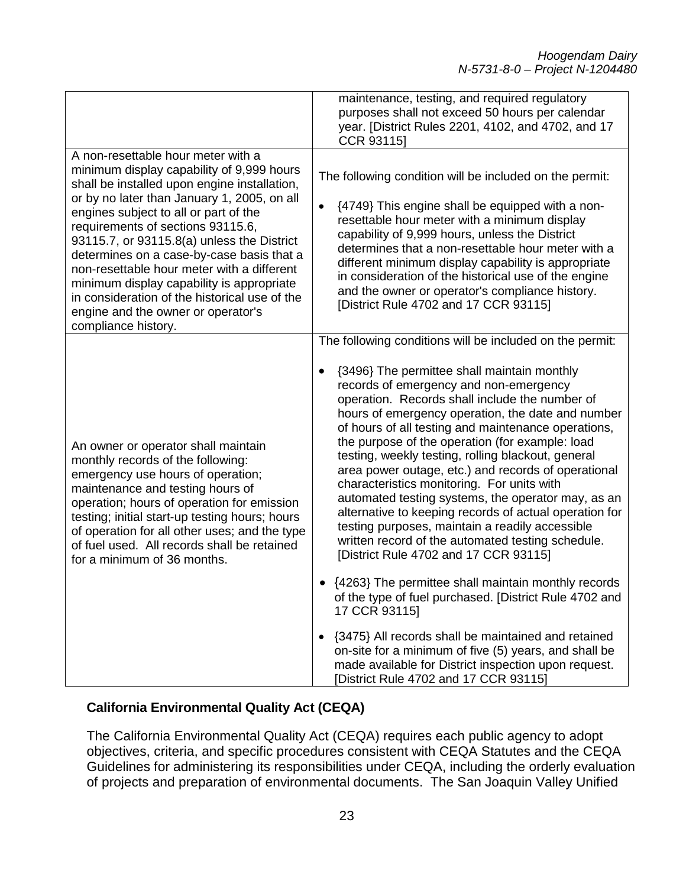| | |
|---|---|
| | maintenance, testing, and required regulatory purposes shall not exceed 50 hours per calendar year. [District Rules 2201, 4102, and 4702, and 17 CCR 93115] |
| A non-resettable hour meter with a minimum display capability of 9,999 hours shall be installed upon engine installation, or by no later than January 1, 2005, on all engines subject to all or part of the requirements of sections 93115.6, 93115.7, or 93115.8(a) unless the District determines on a case-by-case basis that a non-resettable hour meter with a different minimum display capability is appropriate in consideration of the historical use of the engine and the owner or operator's compliance history. | The following condition will be included on the permit:<br><br>• {4749} This engine shall be equipped with a non-resettable hour meter with a minimum display capability of 9,999 hours, unless the District determines that a non-resettable hour meter with a different minimum display capability is appropriate in consideration of the historical use of the engine and the owner or operator's compliance history. [District Rule 4702 and 17 CCR 93115] |
| An owner or operator shall maintain monthly records of the following: emergency use hours of operation; maintenance and testing hours of operation; hours of operation for emission testing; initial start-up testing hours; hours of operation for all other uses; and the type of fuel used. All records shall be retained for a minimum of 36 months. | The following conditions will be included on the permit:<br><br>• {3496} The permittee shall maintain monthly records of emergency and non-emergency operation. Records shall include the number of hours of emergency operation, the date and number of hours of all testing and maintenance operations, the purpose of the operation (for example: load testing, weekly testing, rolling blackout, general area power outage, etc.) and records of operational characteristics monitoring. For units with automated testing systems, the operator may, as an alternative to keeping records of actual operation for testing purposes, maintain a readily accessible written record of the automated testing schedule. [District Rule 4702 and 17 CCR 93115]<br><br>• {4263} The permittee shall maintain monthly records of the type of fuel purchased. [District Rule 4702 and 17 CCR 93115]<br><br>• {3475} All records shall be maintained and retained on-site for a minimum of five (5) years, and shall be made available for District inspection upon request. [District Rule 4702 and 17 CCR 93115] |

**California Environmental Quality Act (CEQA)**

The California Environmental Quality Act (CEQA) requires each public agency to adopt objectives, criteria, and specific procedures consistent with CEQA Statutes and the CEQA Guidelines for administering its responsibilities under CEQA, including the orderly evaluation of projects and preparation of environmental documents. The San Joaquin Valley Unified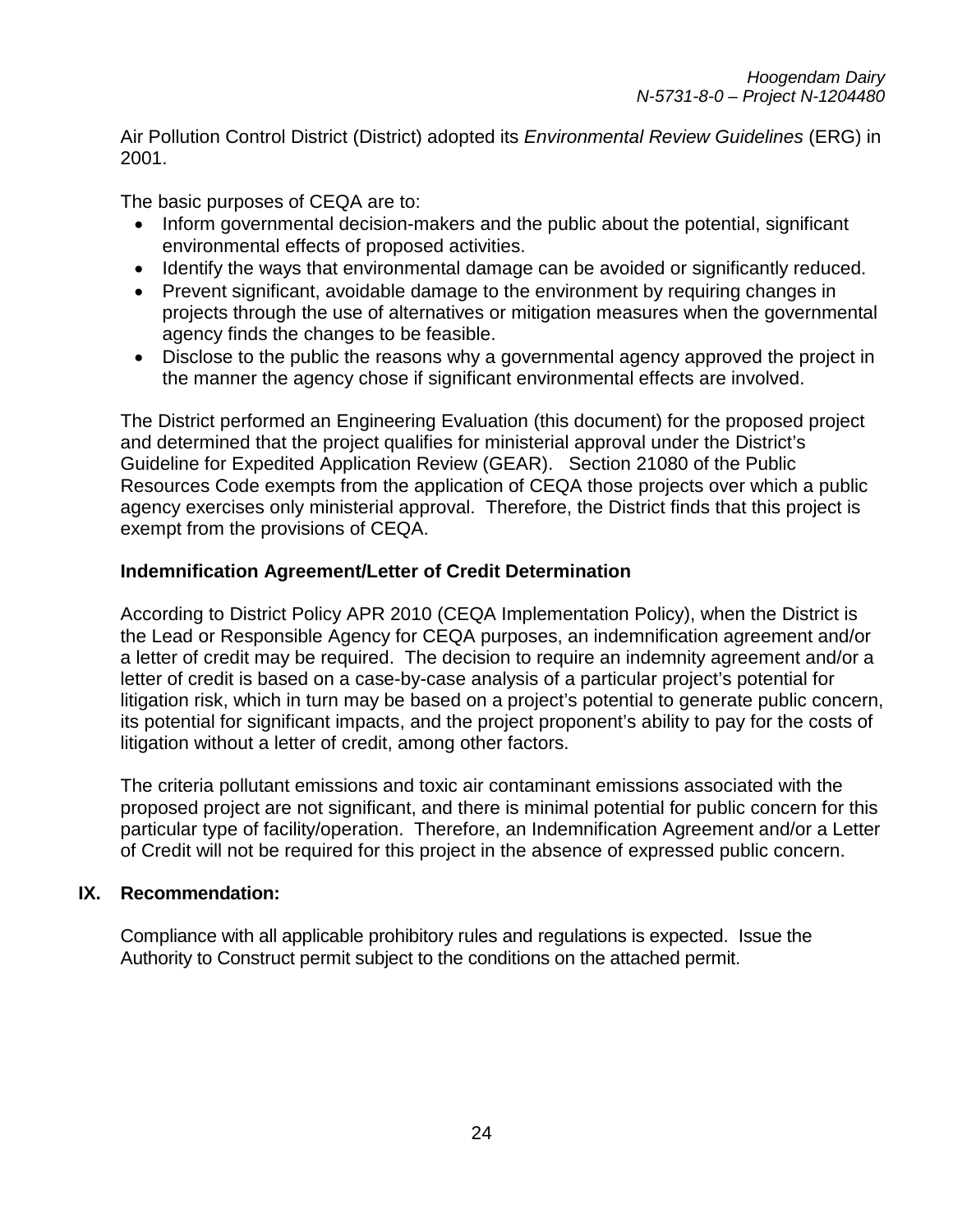Air Pollution Control District (District) adopted its *Environmental Review Guidelines* (ERG) in 2001.

The basic purposes of CEQA are to:

- Inform governmental decision-makers and the public about the potential, significant environmental effects of proposed activities.
- Identify the ways that environmental damage can be avoided or significantly reduced.
- Prevent significant, avoidable damage to the environment by requiring changes in projects through the use of alternatives or mitigation measures when the governmental agency finds the changes to be feasible.
- Disclose to the public the reasons why a governmental agency approved the project in the manner the agency chose if significant environmental effects are involved.

The District performed an Engineering Evaluation (this document) for the proposed project and determined that the project qualifies for ministerial approval under the District's Guideline for Expedited Application Review (GEAR). Section 21080 of the Public Resources Code exempts from the application of CEQA those projects over which a public agency exercises only ministerial approval. Therefore, the District finds that this project is exempt from the provisions of CEQA.

**Indemnification Agreement/Letter of Credit Determination**

According to District Policy APR 2010 (CEQA Implementation Policy), when the District is the Lead or Responsible Agency for CEQA purposes, an indemnification agreement and/or a letter of credit may be required. The decision to require an indemnity agreement and/or a letter of credit is based on a case-by-case analysis of a particular project's potential for litigation risk, which in turn may be based on a project's potential to generate public concern, its potential for significant impacts, and the project proponent's ability to pay for the costs of litigation without a letter of credit, among other factors.

The criteria pollutant emissions and toxic air contaminant emissions associated with the proposed project are not significant, and there is minimal potential for public concern for this particular type of facility/operation. Therefore, an Indemnification Agreement and/or a Letter of Credit will not be required for this project in the absence of expressed public concern.

## IX. Recommendation:

Compliance with all applicable prohibitory rules and regulations is expected. Issue the Authority to Construct permit subject to the conditions on the attached permit.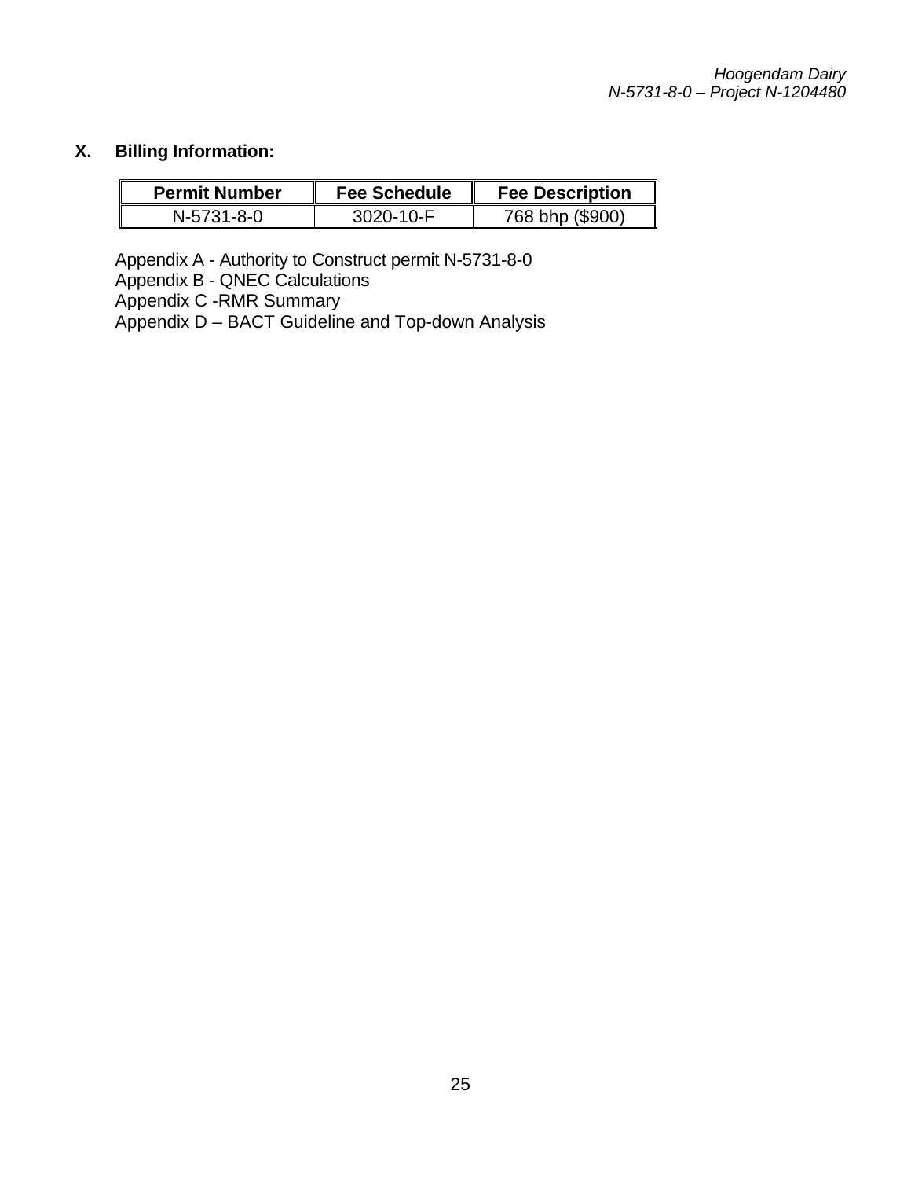## X. Billing Information:

| Permit Number | Fee Schedule | Fee Description |
|---|---|---|
| N-5731-8-0 | 3020-10-F | 768 bhp ($900) |

Appendix A - Authority to Construct permit N-5731-8-0
Appendix B - QNEC Calculations
Appendix C -RMR Summary
Appendix D – BACT Guideline and Top-down Analysis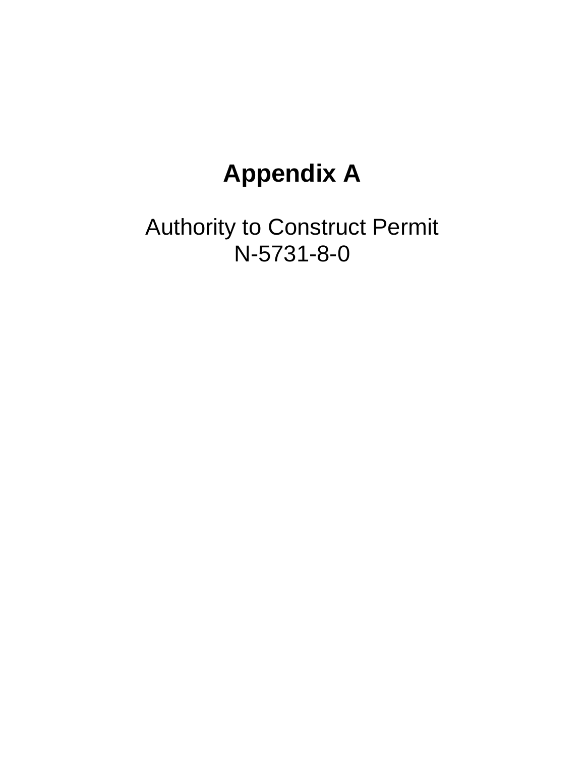# Appendix A

Authority to Construct Permit
N-5731-8-0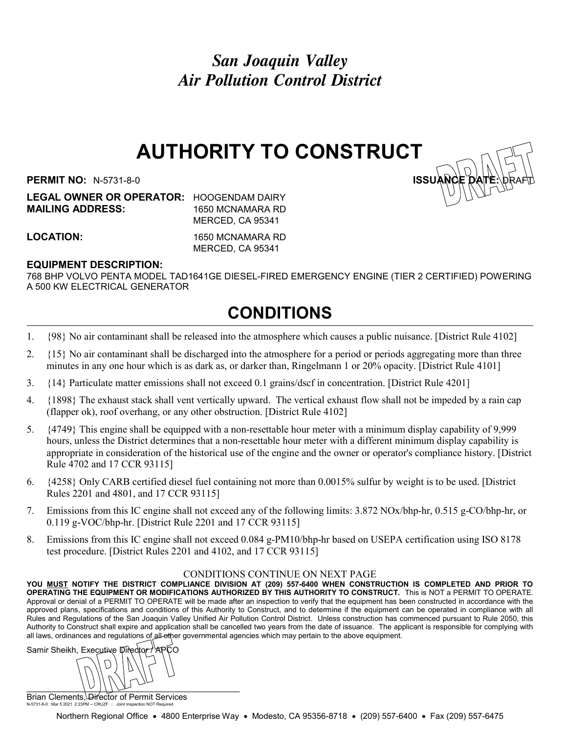*San Joaquin Valley*
*Air Pollution Control District*

# AUTHORITY TO CONSTRUCT

**PERMIT NO:** N-5731-8-0 **ISSUANCE DATE:** DRAFT

**LEGAL OWNER OR OPERATOR:** HOOGENDAM DAIRY
**MAILING ADDRESS:** 1650 MCNAMARA RD
MERCED, CA 95341

**LOCATION:** 1650 MCNAMARA RD
MERCED, CA 95341

**EQUIPMENT DESCRIPTION:**
768 BHP VOLVO PENTA MODEL TAD1641GE DIESEL-FIRED EMERGENCY ENGINE (TIER 2 CERTIFIED) POWERING A 500 KW ELECTRICAL GENERATOR

## CONDITIONS

1. {98} No air contaminant shall be released into the atmosphere which causes a public nuisance. [District Rule 4102]
2. {15} No air contaminant shall be discharged into the atmosphere for a period or periods aggregating more than three minutes in any one hour which is as dark as, or darker than, Ringelmann 1 or 20% opacity. [District Rule 4101]
3. {14} Particulate matter emissions shall not exceed 0.1 grains/dscf in concentration. [District Rule 4201]
4. {1898} The exhaust stack shall vent vertically upward. The vertical exhaust flow shall not be impeded by a rain cap (flapper ok), roof overhang, or any other obstruction. [District Rule 4102]
5. {4749} This engine shall be equipped with a non-resettable hour meter with a minimum display capability of 9,999 hours, unless the District determines that a non-resettable hour meter with a different minimum display capability is appropriate in consideration of the historical use of the engine and the owner or operator's compliance history. [District Rule 4702 and 17 CCR 93115]
6. {4258} Only CARB certified diesel fuel containing not more than 0.0015% sulfur by weight is to be used. [District Rules 2201 and 4801, and 17 CCR 93115]
7. Emissions from this IC engine shall not exceed any of the following limits: 3.872 NOx/bhp-hr, 0.515 g-CO/bhp-hr, or 0.119 g-VOC/bhp-hr. [District Rule 2201 and 17 CCR 93115]
8. Emissions from this IC engine shall not exceed 0.084 g-PM10/bhp-hr based on USEPA certification using ISO 8178 test procedure. [District Rules 2201 and 4102, and 17 CCR 93115]

CONDITIONS CONTINUE ON NEXT PAGE

**YOU MUST NOTIFY THE DISTRICT COMPLIANCE DIVISION AT (209) 557-6400 WHEN CONSTRUCTION IS COMPLETED AND PRIOR TO OPERATING THE EQUIPMENT OR MODIFICATIONS AUTHORIZED BY THIS AUTHORITY TO CONSTRUCT.** This is NOT a PERMIT TO OPERATE. Approval or denial of a PERMIT TO OPERATE will be made after an inspection to verify that the equipment has been constructed in accordance with the approved plans, specifications and conditions of this Authority to Construct, and to determine if the equipment can be operated in compliance with all Rules and Regulations of the San Joaquin Valley Unified Air Pollution Control District. Unless construction has commenced pursuant to Rule 2050, this Authority to Construct shall expire and application shall be cancelled two years from the date of issuance. The applicant is responsible for complying with all laws, ordinances and regulations of all other governmental agencies which may pertain to the above equipment.

Samir Sheikh, Executive Director / APCO

DRAFT

Brian Clements, Director of Permit Services

N-5731-8-0 : Mar 5 2021 2:23PM -- CRUZF : Joint Inspection NOT Required

Northern Regional Office • 4800 Enterprise Way • Modesto, CA 95356-8718 • (209) 557-6400 • Fax (209) 557-6475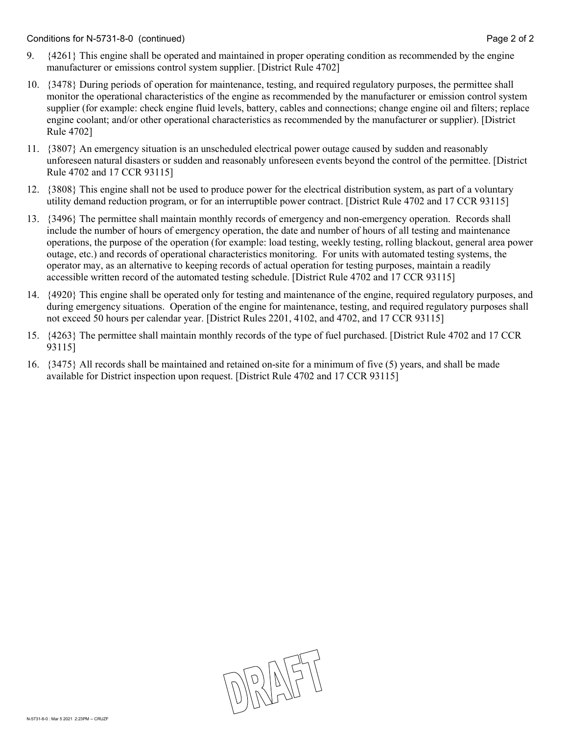Conditions for N-5731-8-0 (continued)

9. {4261} This engine shall be operated and maintained in proper operating condition as recommended by the engine manufacturer or emissions control system supplier. [District Rule 4702]

10. {3478} During periods of operation for maintenance, testing, and required regulatory purposes, the permittee shall monitor the operational characteristics of the engine as recommended by the manufacturer or emission control system supplier (for example: check engine fluid levels, battery, cables and connections; change engine oil and filters; replace engine coolant; and/or other operational characteristics as recommended by the manufacturer or supplier). [District Rule 4702]

11. {3807} An emergency situation is an unscheduled electrical power outage caused by sudden and reasonably unforeseen natural disasters or sudden and reasonably unforeseen events beyond the control of the permittee. [District Rule 4702 and 17 CCR 93115]

12. {3808} This engine shall not be used to produce power for the electrical distribution system, as part of a voluntary utility demand reduction program, or for an interruptible power contract. [District Rule 4702 and 17 CCR 93115]

13. {3496} The permittee shall maintain monthly records of emergency and non-emergency operation. Records shall include the number of hours of emergency operation, the date and number of hours of all testing and maintenance operations, the purpose of the operation (for example: load testing, weekly testing, rolling blackout, general area power outage, etc.) and records of operational characteristics monitoring. For units with automated testing systems, the operator may, as an alternative to keeping records of actual operation for testing purposes, maintain a readily accessible written record of the automated testing schedule. [District Rule 4702 and 17 CCR 93115]

14. {4920} This engine shall be operated only for testing and maintenance of the engine, required regulatory purposes, and during emergency situations. Operation of the engine for maintenance, testing, and required regulatory purposes shall not exceed 50 hours per calendar year. [District Rules 2201, 4102, and 4702, and 17 CCR 93115]

15. {4263} The permittee shall maintain monthly records of the type of fuel purchased. [District Rule 4702 and 17 CCR 93115]

16. {3475} All records shall be maintained and retained on-site for a minimum of five (5) years, and shall be made available for District inspection upon request. [District Rule 4702 and 17 CCR 93115]

DRAFT

N-5731-8-0 : Mar 5 2021 2:23PM -- CRUZF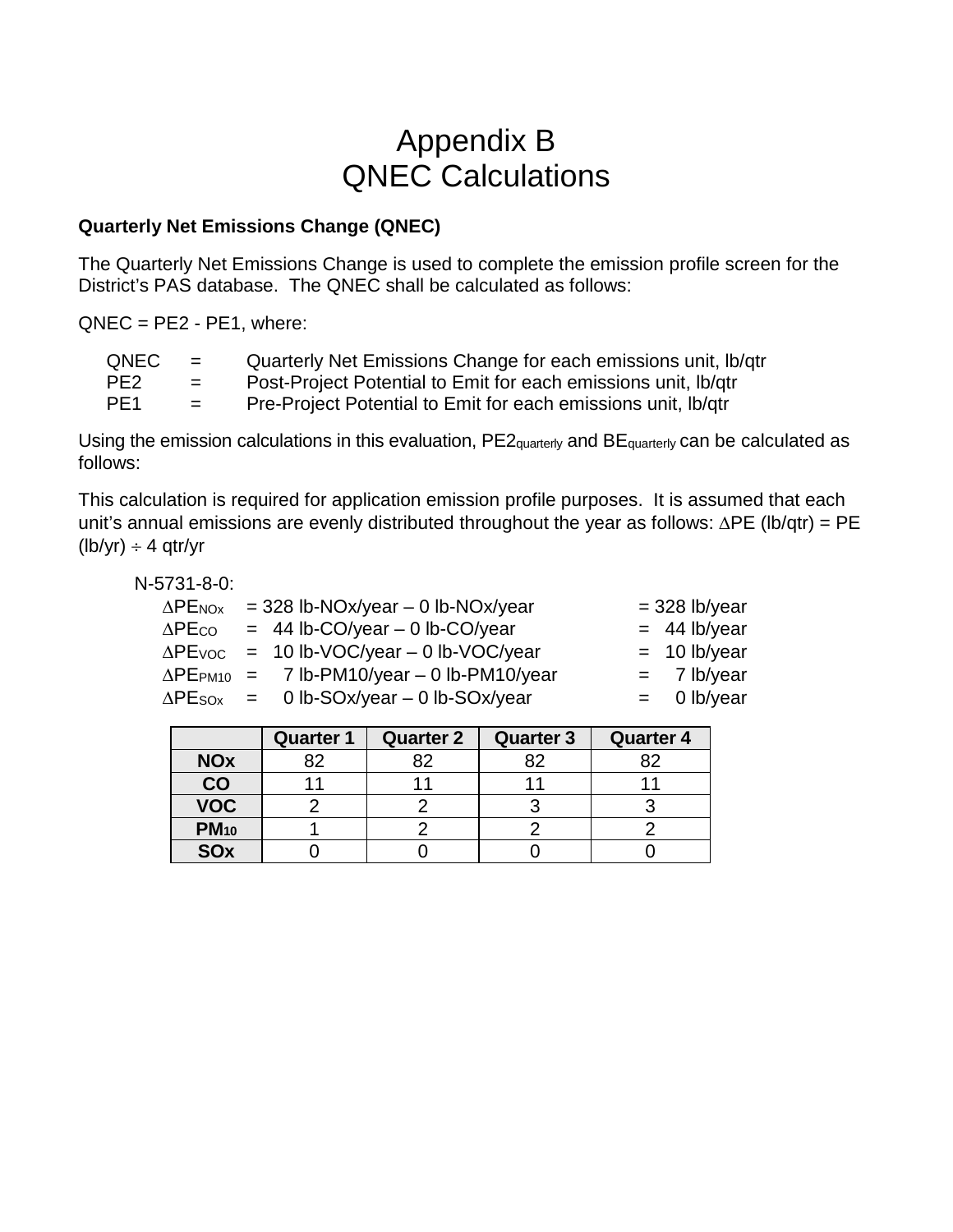# Appendix B
# QNEC Calculations

**Quarterly Net Emissions Change (QNEC)**

The Quarterly Net Emissions Change is used to complete the emission profile screen for the District's PAS database. The QNEC shall be calculated as follows:

QNEC = PE2 - PE1, where:

| | | |
|---|---|---|
| QNEC | = | Quarterly Net Emissions Change for each emissions unit, lb/qtr |
| PE2 | = | Post-Project Potential to Emit for each emissions unit, lb/qtr |
| PE1 | = | Pre-Project Potential to Emit for each emissions unit, lb/qtr |

Using the emission calculations in this evaluation, $PE2_{quarterly}$ and $BE_{quarterly}$ can be calculated as follows:

This calculation is required for application emission profile purposes. It is assumed that each unit's annual emissions are evenly distributed throughout the year as follows: $\Delta$PE (lb/qtr) = PE (lb/yr) $\div$ 4 qtr/yr

N-5731-8-0:

$\Delta PE_{NOx}$ = 328 lb-NOx/year – 0 lb-NOx/year = 328 lb/year
$\Delta PE_{CO}$ = 44 lb-CO/year – 0 lb-CO/year = 44 lb/year
$\Delta PE_{VOC}$ = 10 lb-VOC/year – 0 lb-VOC/year = 10 lb/year
$\Delta PE_{PM10}$ = 7 lb-PM10/year – 0 lb-PM10/year = 7 lb/year
$\Delta PE_{SOx}$ = 0 lb-SOx/year – 0 lb-SOx/year = 0 lb/year

| | Quarter 1 | Quarter 2 | Quarter 3 | Quarter 4 |
|---|---|---|---|---|
| **NOx** | 82 | 82 | 82 | 82 |
| **CO** | 11 | 11 | 11 | 11 |
| **VOC** | 2 | 2 | 3 | 3 |
| **$PM_{10}$** | 1 | 2 | 2 | 2 |
| **SOx** | 0 | 0 | 0 | 0 |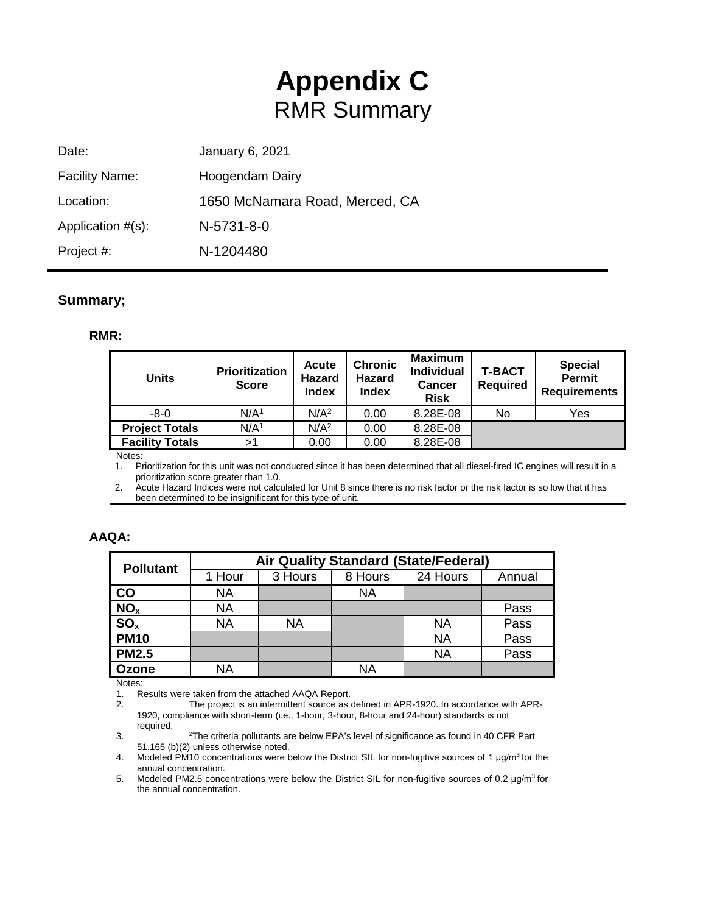# Appendix C
## RMR Summary

| | |
|---|---|
| Date: | January 6, 2021 |
| Facility Name: | Hoogendam Dairy |
| Location: | 1650 McNamara Road, Merced, CA |
| Application #(s): | N-5731-8-0 |
| Project #: | N-1204480 |

### Summary;

**RMR:**

| Units | Prioritization Score | Acute Hazard Index | Chronic Hazard Index | Maximum Individual Cancer Risk | T-BACT Required | Special Permit Requirements |
|---|---|---|---|---|---|---|
| -8-0 | N/A[1] | N/A[2] | 0.00 | 8.28E-08 | No | Yes |
| **Project Totals** | N/A[1] | N/A[2] | 0.00 | 8.28E-08 | | |
| **Facility Totals** | >1 | 0.00 | 0.00 | 8.28E-08 | | |

Notes:

1. Prioritization for this unit was not conducted since it has been determined that all diesel-fired IC engines will result in a prioritization score greater than 1.0.
2. Acute Hazard Indices were not calculated for Unit 8 since there is no risk factor or the risk factor is so low that it has been determined to be insignificant for this type of unit.

**AAQA:**

| Pollutant | Air Quality Standard (State/Federal) | | | | |
|---|---|---|---|---|---|
| | 1 Hour | 3 Hours | 8 Hours | 24 Hours | Annual |
| **CO** | NA | | NA | | |
| **$NO_x$** | NA | | | | Pass |
| **$SO_x$** | NA | NA | | NA | Pass |
| **PM10** | | | | NA | Pass |
| **PM2.5** | | | | NA | Pass |
| **Ozone** | NA | | NA | | |

Notes:

1. Results were taken from the attached AAQA Report.
2. The project is an intermittent source as defined in APR-1920. In accordance with APR-1920, compliance with short-term (i.e., 1-hour, 3-hour, 8-hour and 24-hour) standards is not required.
3. [2]The criteria pollutants are below EPA's level of significance as found in 40 CFR Part 51.165 (b)(2) unless otherwise noted.
4. Modeled PM10 concentrations were below the District SIL for non-fugitive sources of 1 μg/m$^3$ for the annual concentration.
5. Modeled PM2.5 concentrations were below the District SIL for non-fugitive sources of 0.2 μg/m$^3$ for the annual concentration.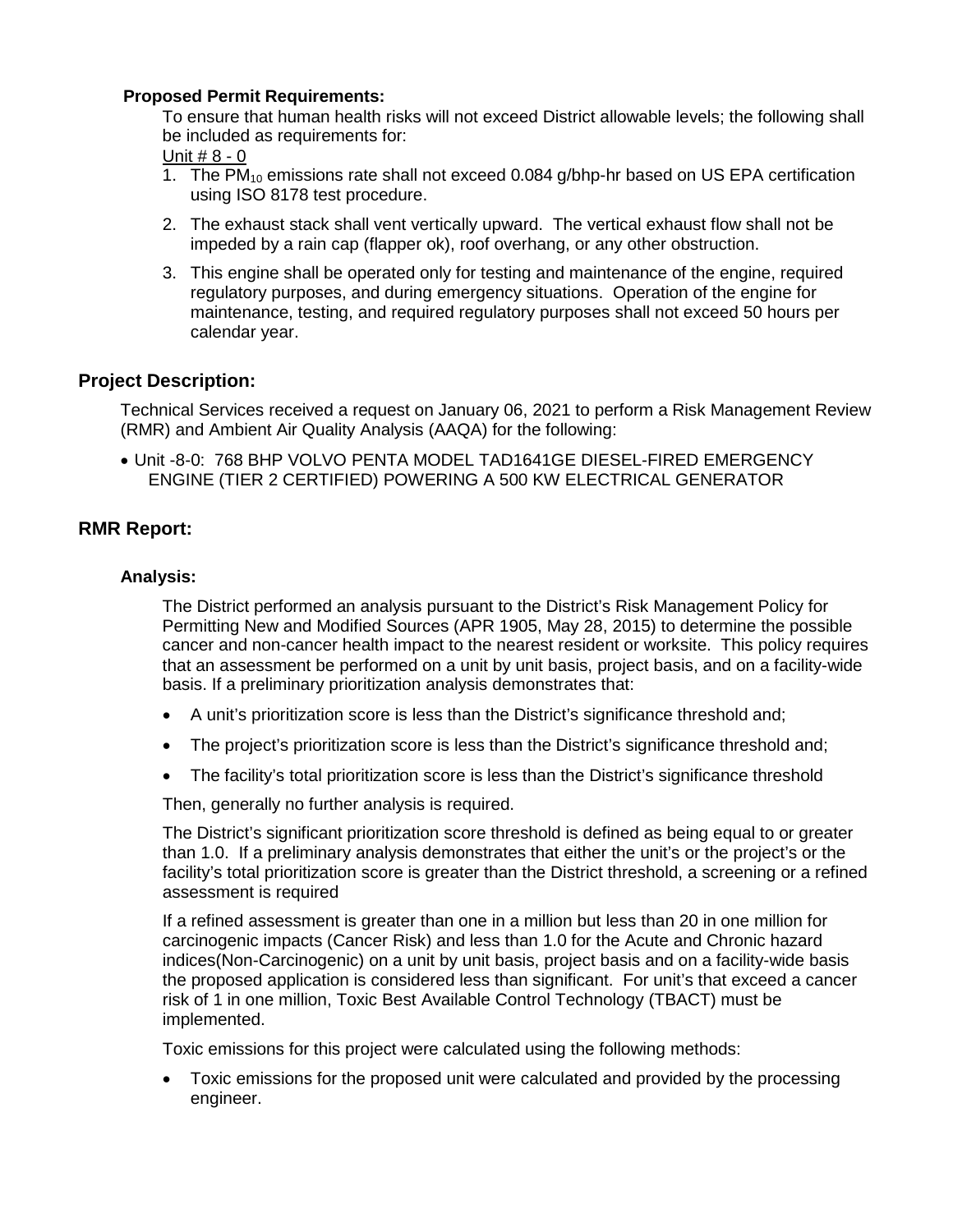**Proposed Permit Requirements:**

To ensure that human health risks will not exceed District allowable levels; the following shall be included as requirements for:

Unit # 8 - 0

1. The $PM_{10}$ emissions rate shall not exceed 0.084 g/bhp-hr based on US EPA certification using ISO 8178 test procedure.
2. The exhaust stack shall vent vertically upward. The vertical exhaust flow shall not be impeded by a rain cap (flapper ok), roof overhang, or any other obstruction.
3. This engine shall be operated only for testing and maintenance of the engine, required regulatory purposes, and during emergency situations. Operation of the engine for maintenance, testing, and required regulatory purposes shall not exceed 50 hours per calendar year.

## Project Description:

Technical Services received a request on January 06, 2021 to perform a Risk Management Review (RMR) and Ambient Air Quality Analysis (AAQA) for the following:

- Unit -8-0: 768 BHP VOLVO PENTA MODEL TAD1641GE DIESEL-FIRED EMERGENCY ENGINE (TIER 2 CERTIFIED) POWERING A 500 KW ELECTRICAL GENERATOR

## RMR Report:

### Analysis:

The District performed an analysis pursuant to the District's Risk Management Policy for Permitting New and Modified Sources (APR 1905, May 28, 2015) to determine the possible cancer and non-cancer health impact to the nearest resident or worksite. This policy requires that an assessment be performed on a unit by unit basis, project basis, and on a facility-wide basis. If a preliminary prioritization analysis demonstrates that:

- A unit's prioritization score is less than the District's significance threshold and;
- The project's prioritization score is less than the District's significance threshold and;
- The facility's total prioritization score is less than the District's significance threshold

Then, generally no further analysis is required.

The District's significant prioritization score threshold is defined as being equal to or greater than 1.0. If a preliminary analysis demonstrates that either the unit's or the project's or the facility's total prioritization score is greater than the District threshold, a screening or a refined assessment is required

If a refined assessment is greater than one in a million but less than 20 in one million for carcinogenic impacts (Cancer Risk) and less than 1.0 for the Acute and Chronic hazard indices(Non-Carcinogenic) on a unit by unit basis, project basis and on a facility-wide basis the proposed application is considered less than significant. For unit's that exceed a cancer risk of 1 in one million, Toxic Best Available Control Technology (TBACT) must be implemented.

Toxic emissions for this project were calculated using the following methods:

- Toxic emissions for the proposed unit were calculated and provided by the processing engineer.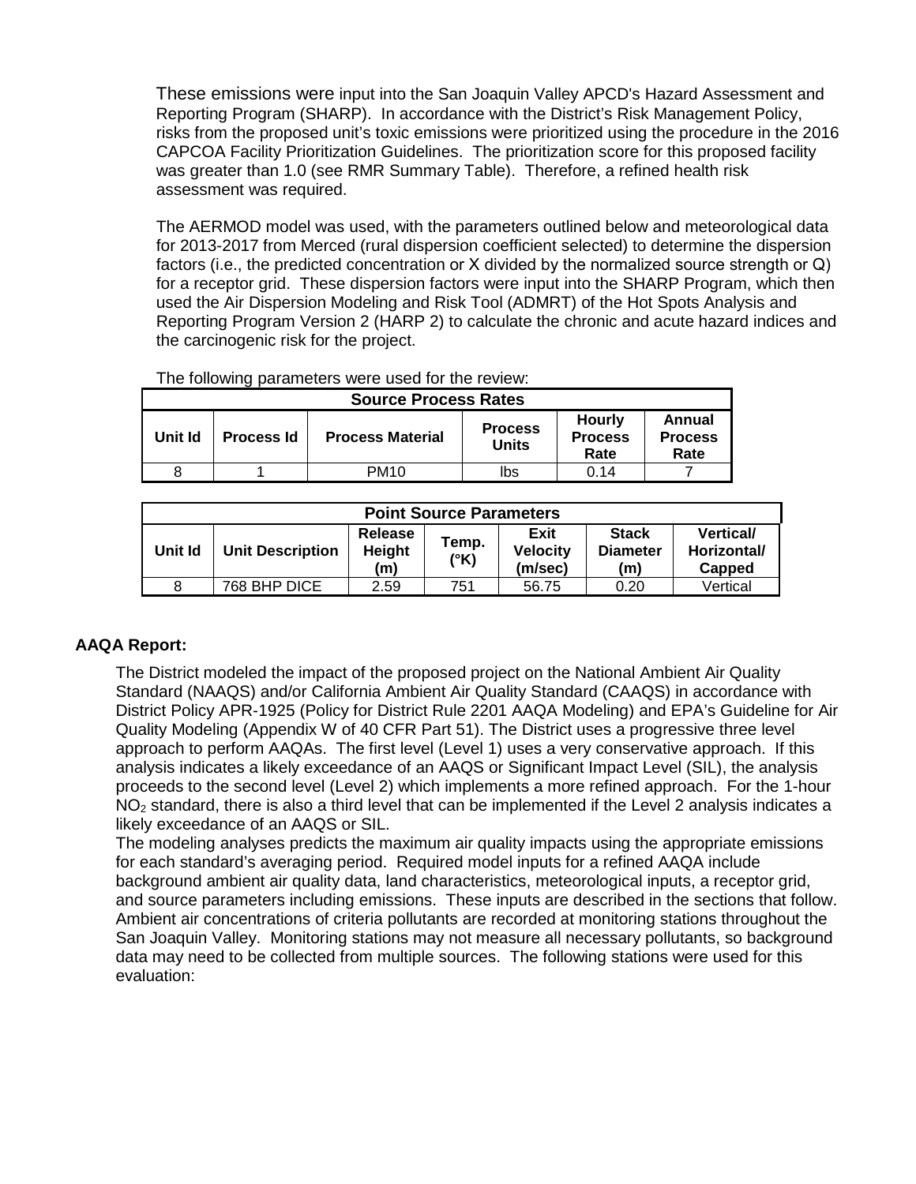These emissions were input into the San Joaquin Valley APCD's Hazard Assessment and Reporting Program (SHARP). In accordance with the District's Risk Management Policy, risks from the proposed unit's toxic emissions were prioritized using the procedure in the 2016 CAPCOA Facility Prioritization Guidelines. The prioritization score for this proposed facility was greater than 1.0 (see RMR Summary Table). Therefore, a refined health risk assessment was required.

The AERMOD model was used, with the parameters outlined below and meteorological data for 2013-2017 from Merced (rural dispersion coefficient selected) to determine the dispersion factors (i.e., the predicted concentration or X divided by the normalized source strength or Q) for a receptor grid. These dispersion factors were input into the SHARP Program, which then used the Air Dispersion Modeling and Risk Tool (ADMRT) of the Hot Spots Analysis and Reporting Program Version 2 (HARP 2) to calculate the chronic and acute hazard indices and the carcinogenic risk for the project.

The following parameters were used for the review:

| Source Process Rates | | | | | |
|---|---|---|---|---|---|
| Unit Id | Process Id | Process Material | Process Units | Hourly Process Rate | Annual Process Rate |
| 8 | 1 | PM10 | lbs | 0.14 | 7 |

| Point Source Parameters | | | | | | |
|---|---|---|---|---|---|---|
| Unit Id | Unit Description | Release Height (m) | Temp. (°K) | Exit Velocity (m/sec) | Stack Diameter (m) | Vertical/ Horizontal/ Capped |
| 8 | 768 BHP DICE | 2.59 | 751 | 56.75 | 0.20 | Vertical |

**AAQA Report:**

The District modeled the impact of the proposed project on the National Ambient Air Quality Standard (NAAQS) and/or California Ambient Air Quality Standard (CAAQS) in accordance with District Policy APR-1925 (Policy for District Rule 2201 AAQA Modeling) and EPA's Guideline for Air Quality Modeling (Appendix W of 40 CFR Part 51). The District uses a progressive three level approach to perform AAQAs. The first level (Level 1) uses a very conservative approach. If this analysis indicates a likely exceedance of an AAQS or Significant Impact Level (SIL), the analysis proceeds to the second level (Level 2) which implements a more refined approach. For the 1-hour $NO_2$ standard, there is also a third level that can be implemented if the Level 2 analysis indicates a likely exceedance of an AAQS or SIL.

The modeling analyses predicts the maximum air quality impacts using the appropriate emissions for each standard's averaging period. Required model inputs for a refined AAQA include background ambient air quality data, land characteristics, meteorological inputs, a receptor grid, and source parameters including emissions. These inputs are described in the sections that follow. Ambient air concentrations of criteria pollutants are recorded at monitoring stations throughout the San Joaquin Valley. Monitoring stations may not measure all necessary pollutants, so background data may need to be collected from multiple sources. The following stations were used for this evaluation: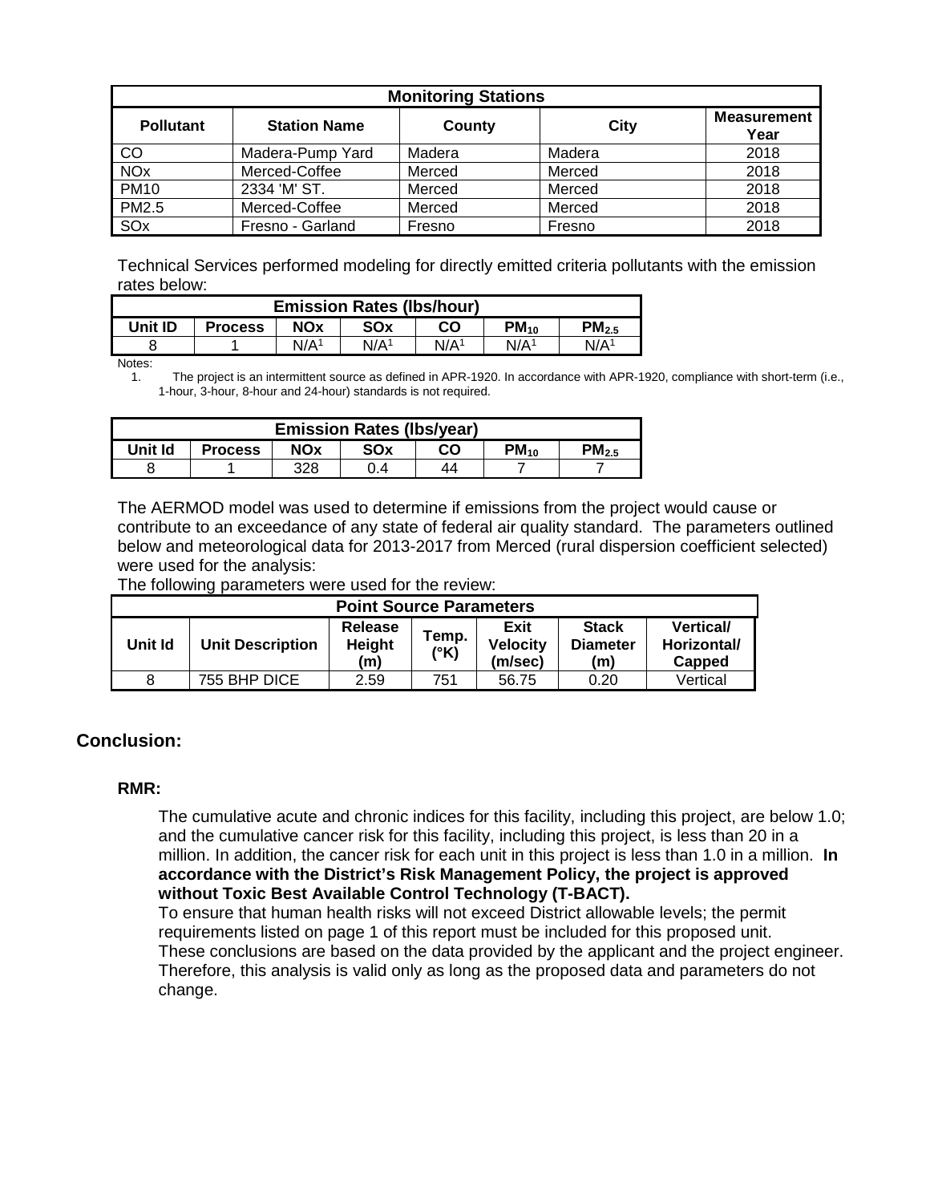| Monitoring Stations | | | | |
|---|---|---|---|---|
| **Pollutant** | **Station Name** | **County** | **City** | **Measurement Year** |
| CO | Madera-Pump Yard | Madera | Madera | 2018 |
| NOx | Merced-Coffee | Merced | Merced | 2018 |
| PM10 | 2334 'M' ST. | Merced | Merced | 2018 |
| PM2.5 | Merced-Coffee | Merced | Merced | 2018 |
| SOx | Fresno - Garland | Fresno | Fresno | 2018 |

Technical Services performed modeling for directly emitted criteria pollutants with the emission rates below:

| Emission Rates (lbs/hour) | | | | | | |
|---|---|---|---|---|---|---|
| **Unit ID** | **Process** | **NOx** | **SOx** | **CO** | **$PM_{10}$** | **$PM_{2.5}$** |
| 8 | 1 | N/A[1] | N/A[1] | N/A[1] | N/A[1] | N/A[1] |

Notes:

1. The project is an intermittent source as defined in APR-1920. In accordance with APR-1920, compliance with short-term (i.e., 1-hour, 3-hour, 8-hour and 24-hour) standards is not required.

| Emission Rates (lbs/year) | | | | | | |
|---|---|---|---|---|---|---|
| **Unit Id** | **Process** | **NOx** | **SOx** | **CO** | **$PM_{10}$** | **$PM_{2.5}$** |
| 8 | 1 | 328 | 0.4 | 44 | 7 | 7 |

The AERMOD model was used to determine if emissions from the project would cause or contribute to an exceedance of any state of federal air quality standard. The parameters outlined below and meteorological data for 2013-2017 from Merced (rural dispersion coefficient selected) were used for the analysis:

The following parameters were used for the review:

| Point Source Parameters | | | | | | |
|---|---|---|---|---|---|---|
| **Unit Id** | **Unit Description** | **Release Height (m)** | **Temp. (°K)** | **Exit Velocity (m/sec)** | **Stack Diameter (m)** | **Vertical/ Horizontal/ Capped** |
| 8 | 755 BHP DICE | 2.59 | 751 | 56.75 | 0.20 | Vertical |

## Conclusion:

### RMR:

The cumulative acute and chronic indices for this facility, including this project, are below 1.0; and the cumulative cancer risk for this facility, including this project, is less than 20 in a million. In addition, the cancer risk for each unit in this project is less than 1.0 in a million. **In accordance with the District's Risk Management Policy, the project is approved without Toxic Best Available Control Technology (T-BACT).**

To ensure that human health risks will not exceed District allowable levels; the permit requirements listed on page 1 of this report must be included for this proposed unit.

These conclusions are based on the data provided by the applicant and the project engineer. Therefore, this analysis is valid only as long as the proposed data and parameters do not change.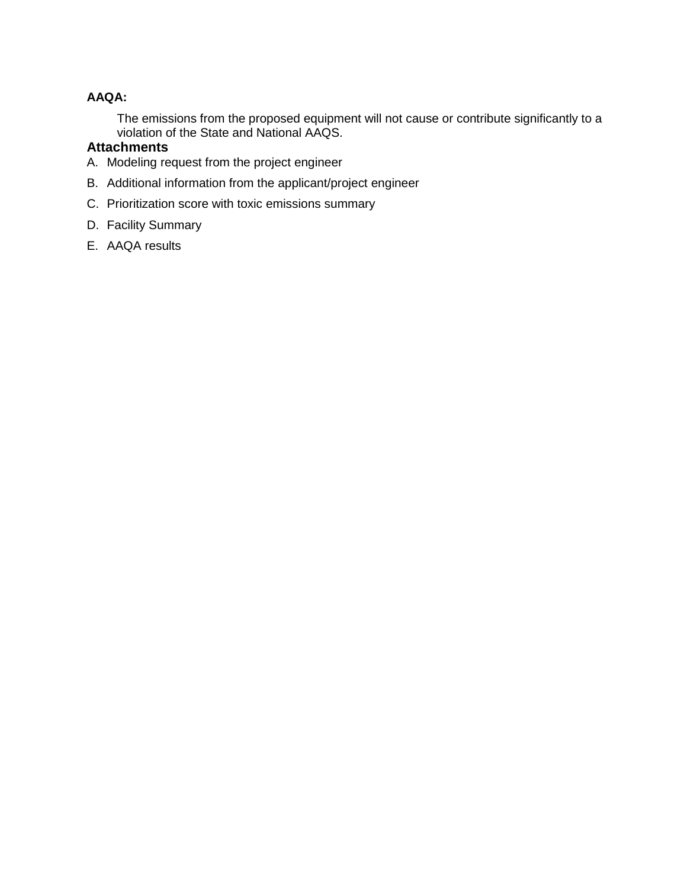**AAQA:**

The emissions from the proposed equipment will not cause or contribute significantly to a violation of the State and National AAQS.

## Attachments

A. Modeling request from the project engineer

B. Additional information from the applicant/project engineer

C. Prioritization score with toxic emissions summary

D. Facility Summary

E. AAQA results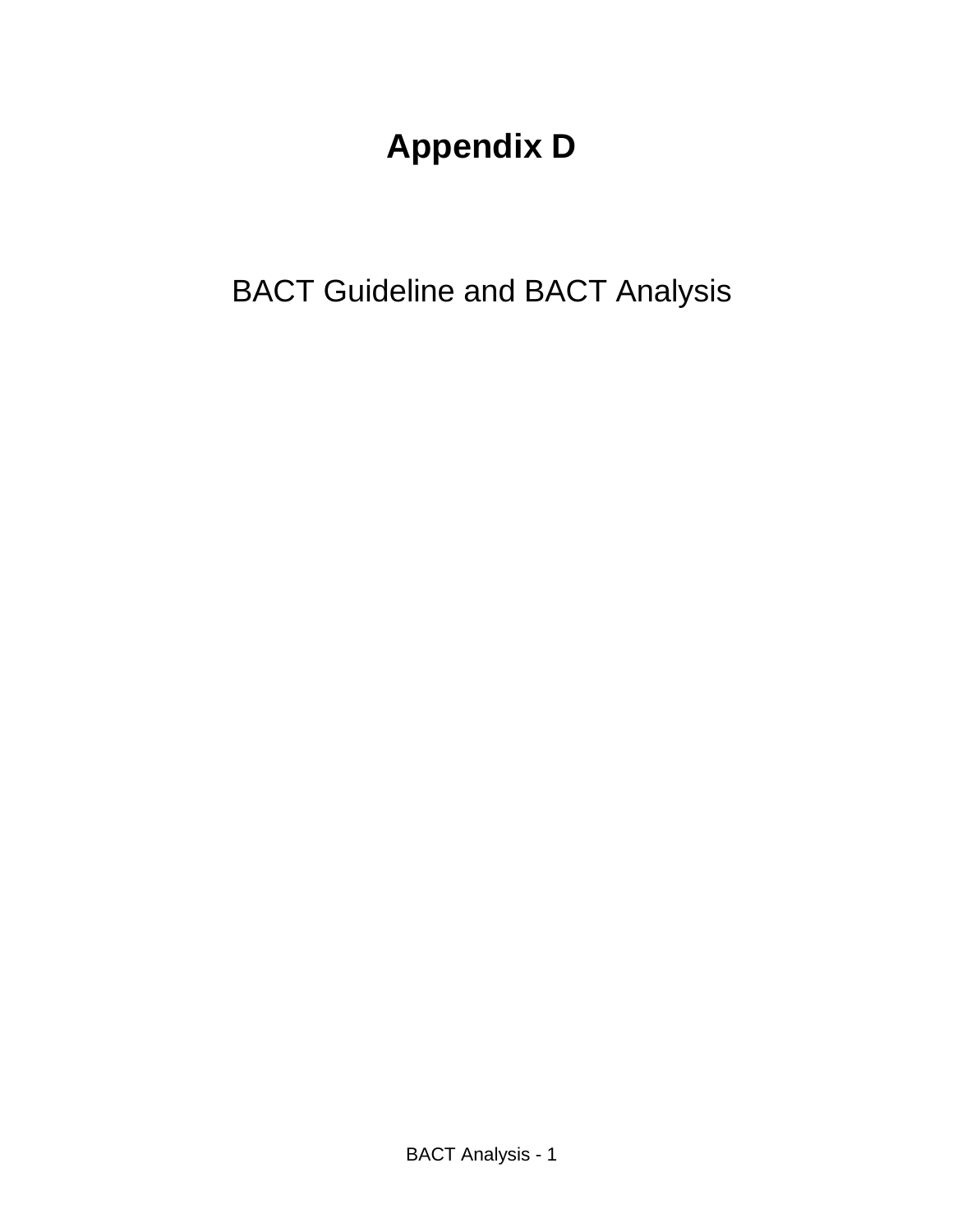# Appendix D

BACT Guideline and BACT Analysis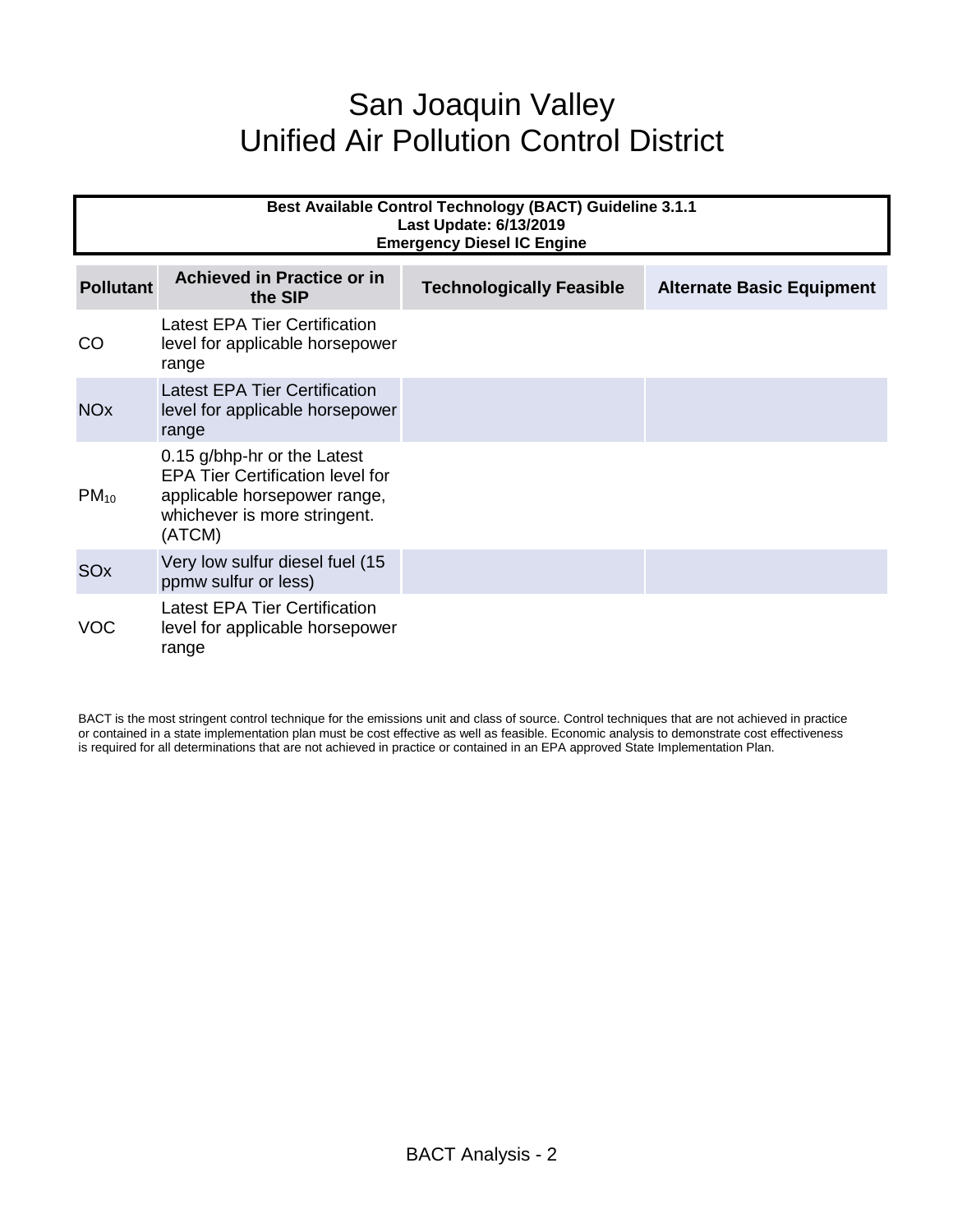# San Joaquin Valley
# Unified Air Pollution Control District

**Best Available Control Technology (BACT) Guideline 3.1.1**
**Last Update: 6/13/2019**
**Emergency Diesel IC Engine**

| Pollutant | Achieved in Practice or in the SIP | Technologically Feasible | Alternate Basic Equipment |
|---|---|---|---|
| CO | Latest EPA Tier Certification level for applicable horsepower range | | |
| NOx | Latest EPA Tier Certification level for applicable horsepower range | | |
| $PM_{10}$ | 0.15 g/bhp-hr or the Latest EPA Tier Certification level for applicable horsepower range, whichever is more stringent. (ATCM) | | |
| SOx | Very low sulfur diesel fuel (15 ppmw sulfur or less) | | |
| VOC | Latest EPA Tier Certification level for applicable horsepower range | | |

BACT is the most stringent control technique for the emissions unit and class of source. Control techniques that are not achieved in practice or contained in a state implementation plan must be cost effective as well as feasible. Economic analysis to demonstrate cost effectiveness is required for all determinations that are not achieved in practice or contained in an EPA approved State Implementation Plan.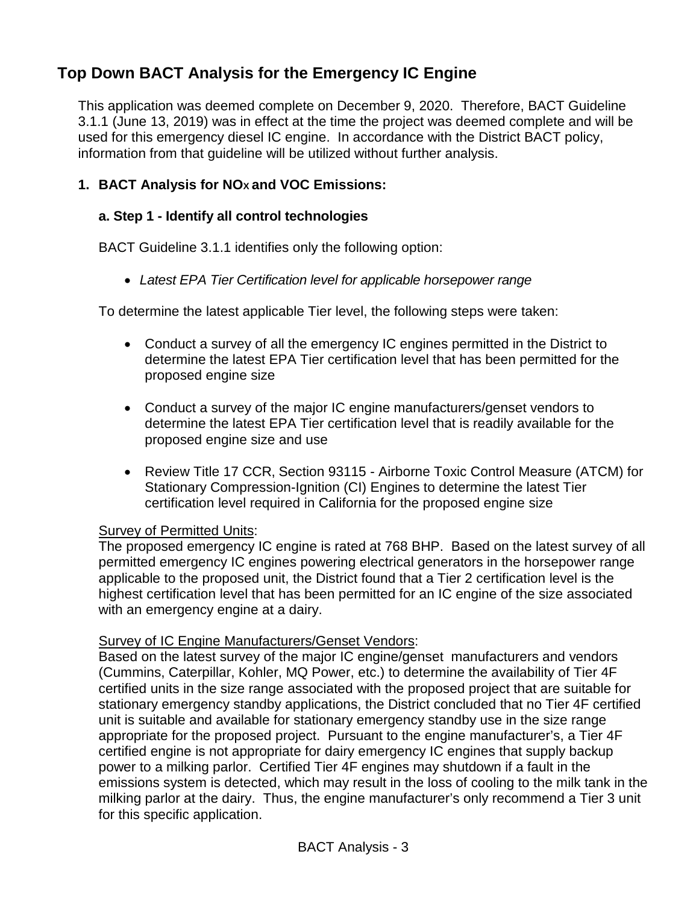## Top Down BACT Analysis for the Emergency IC Engine

This application was deemed complete on December 9, 2020. Therefore, BACT Guideline 3.1.1 (June 13, 2019) was in effect at the time the project was deemed complete and will be used for this emergency diesel IC engine. In accordance with the District BACT policy, information from that guideline will be utilized without further analysis.

### 1. BACT Analysis for $NO_X$ and VOC Emissions:

#### a. Step 1 - Identify all control technologies

BACT Guideline 3.1.1 identifies only the following option:

- *Latest EPA Tier Certification level for applicable horsepower range*

To determine the latest applicable Tier level, the following steps were taken:

- Conduct a survey of all the emergency IC engines permitted in the District to determine the latest EPA Tier certification level that has been permitted for the proposed engine size
- Conduct a survey of the major IC engine manufacturers/genset vendors to determine the latest EPA Tier certification level that is readily available for the proposed engine size and use
- Review Title 17 CCR, Section 93115 - Airborne Toxic Control Measure (ATCM) for Stationary Compression-Ignition (CI) Engines to determine the latest Tier certification level required in California for the proposed engine size

Survey of Permitted Units:
The proposed emergency IC engine is rated at 768 BHP. Based on the latest survey of all permitted emergency IC engines powering electrical generators in the horsepower range applicable to the proposed unit, the District found that a Tier 2 certification level is the highest certification level that has been permitted for an IC engine of the size associated with an emergency engine at a dairy.

Survey of IC Engine Manufacturers/Genset Vendors:
Based on the latest survey of the major IC engine/genset manufacturers and vendors (Cummins, Caterpillar, Kohler, MQ Power, etc.) to determine the availability of Tier 4F certified units in the size range associated with the proposed project that are suitable for stationary emergency standby applications, the District concluded that no Tier 4F certified unit is suitable and available for stationary emergency standby use in the size range appropriate for the proposed project. Pursuant to the engine manufacturer's, a Tier 4F certified engine is not appropriate for dairy emergency IC engines that supply backup power to a milking parlor. Certified Tier 4F engines may shutdown if a fault in the emissions system is detected, which may result in the loss of cooling to the milk tank in the milking parlor at the dairy. Thus, the engine manufacturer's only recommend a Tier 3 unit for this specific application.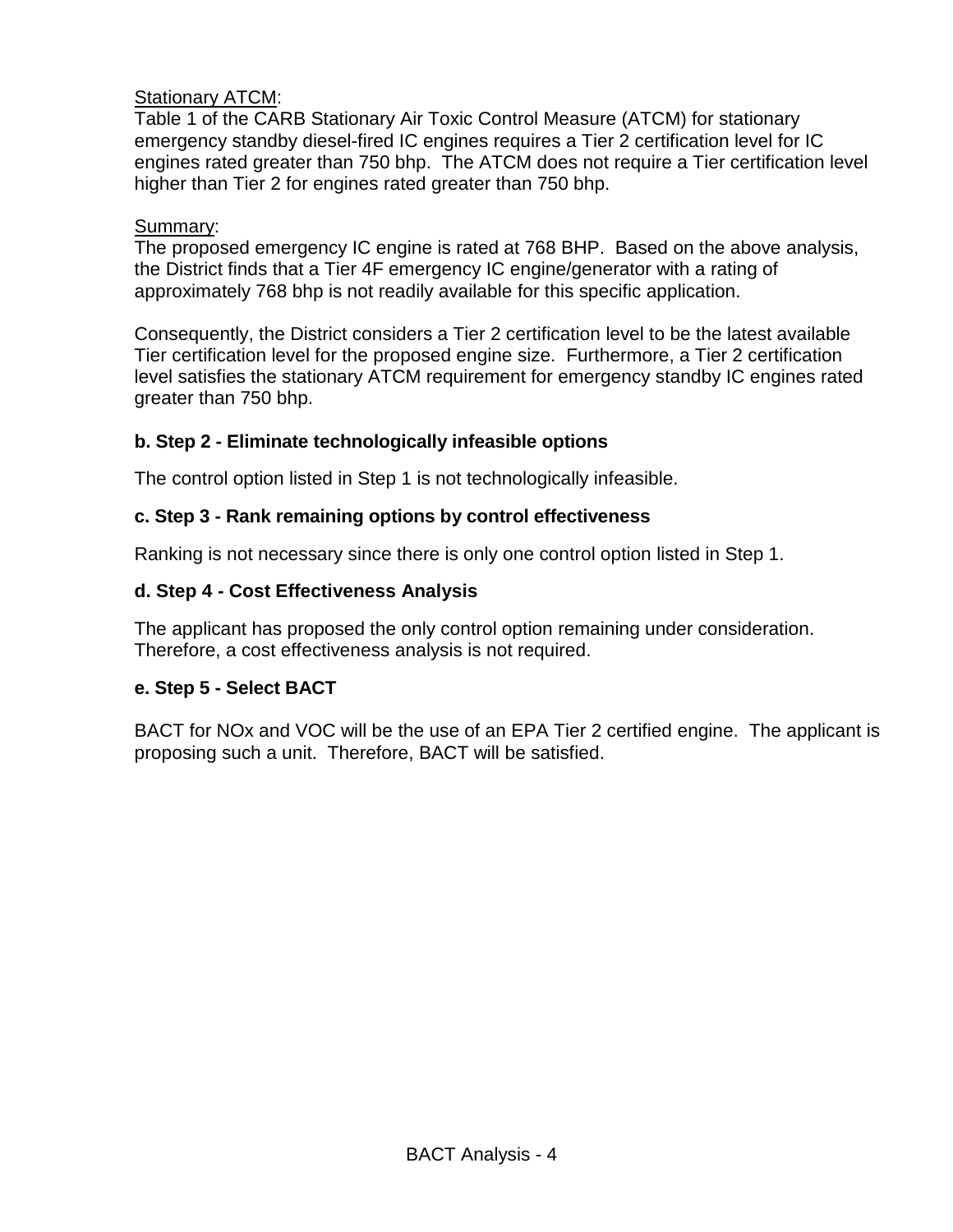Stationary ATCM:
Table 1 of the CARB Stationary Air Toxic Control Measure (ATCM) for stationary emergency standby diesel-fired IC engines requires a Tier 2 certification level for IC engines rated greater than 750 bhp. The ATCM does not require a Tier certification level higher than Tier 2 for engines rated greater than 750 bhp.

Summary:
The proposed emergency IC engine is rated at 768 BHP. Based on the above analysis, the District finds that a Tier 4F emergency IC engine/generator with a rating of approximately 768 bhp is not readily available for this specific application.

Consequently, the District considers a Tier 2 certification level to be the latest available Tier certification level for the proposed engine size. Furthermore, a Tier 2 certification level satisfies the stationary ATCM requirement for emergency standby IC engines rated greater than 750 bhp.

**b. Step 2 - Eliminate technologically infeasible options**

The control option listed in Step 1 is not technologically infeasible.

**c. Step 3 - Rank remaining options by control effectiveness**

Ranking is not necessary since there is only one control option listed in Step 1.

**d. Step 4 - Cost Effectiveness Analysis**

The applicant has proposed the only control option remaining under consideration. Therefore, a cost effectiveness analysis is not required.

**e. Step 5 - Select BACT**

BACT for NOx and VOC will be the use of an EPA Tier 2 certified engine. The applicant is proposing such a unit. Therefore, BACT will be satisfied.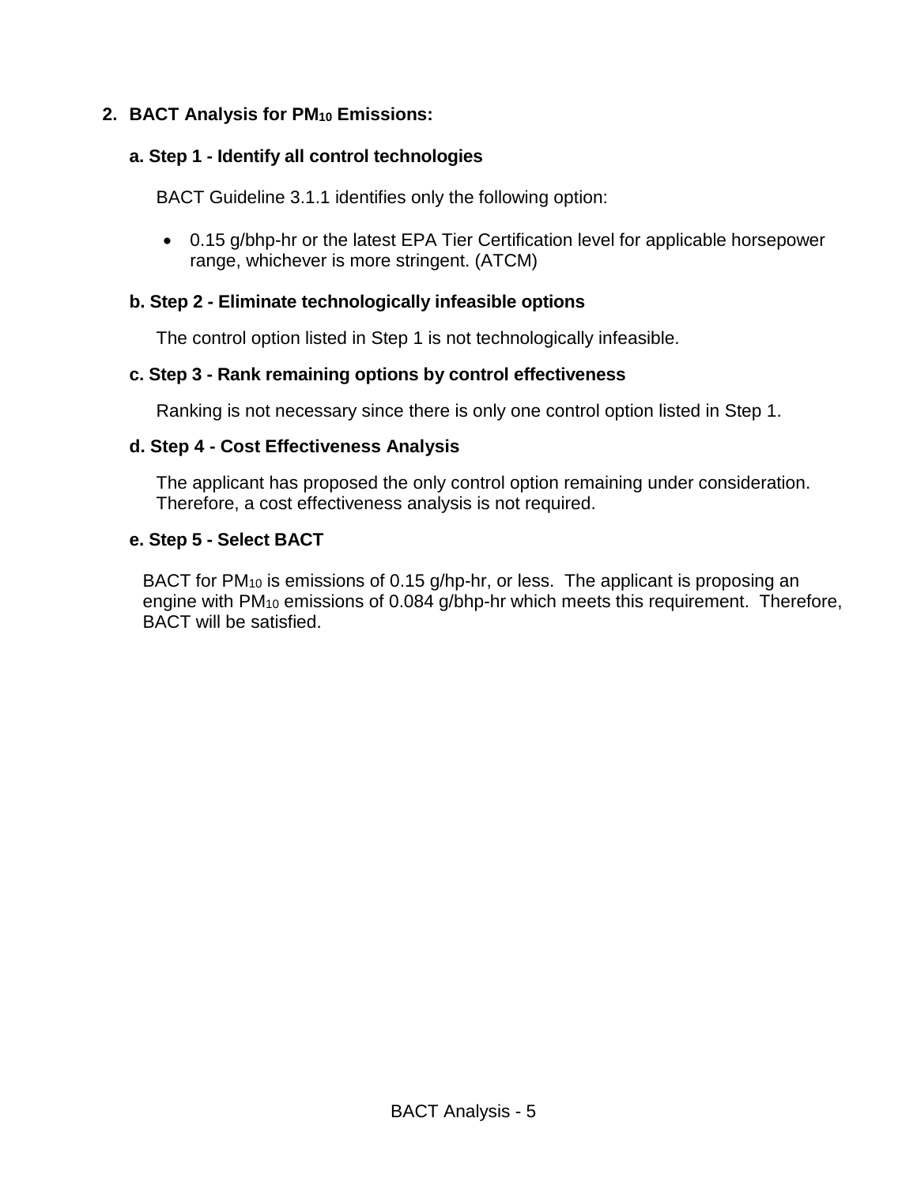## 2. BACT Analysis for $PM_{10}$ Emissions:

### a. Step 1 - Identify all control technologies

BACT Guideline 3.1.1 identifies only the following option:

- 0.15 g/bhp-hr or the latest EPA Tier Certification level for applicable horsepower range, whichever is more stringent. (ATCM)

### b. Step 2 - Eliminate technologically infeasible options

The control option listed in Step 1 is not technologically infeasible.

### c. Step 3 - Rank remaining options by control effectiveness

Ranking is not necessary since there is only one control option listed in Step 1.

### d. Step 4 - Cost Effectiveness Analysis

The applicant has proposed the only control option remaining under consideration. Therefore, a cost effectiveness analysis is not required.

### e. Step 5 - Select BACT

BACT for $PM_{10}$ is emissions of 0.15 g/hp-hr, or less. The applicant is proposing an engine with $PM_{10}$ emissions of 0.084 g/bhp-hr which meets this requirement. Therefore, BACT will be satisfied.